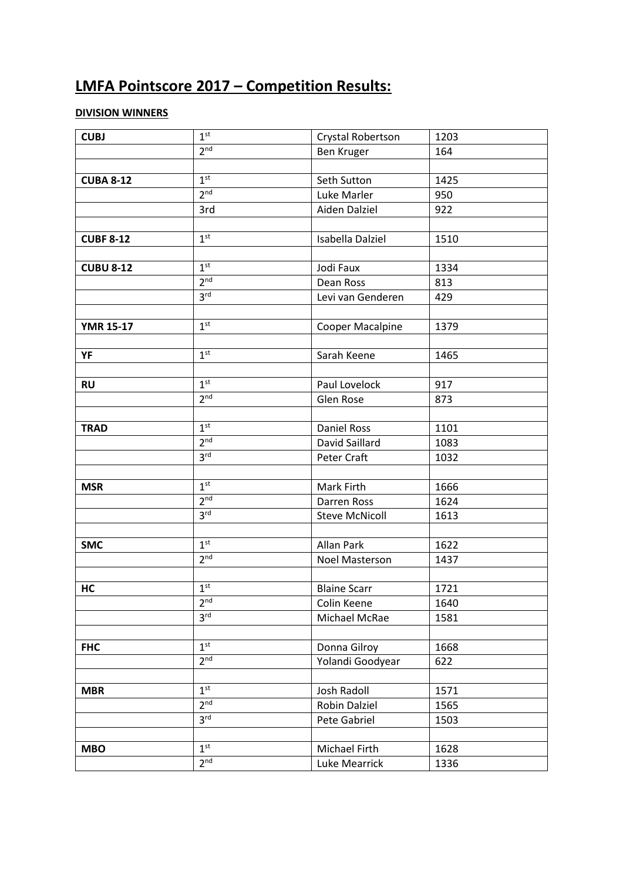# LMFA Pointscore 2017 – Competition Results:

**DIVISION WINNERS**

| **CUBJ** | 1st | Crystal Robertson | 1203 |
|---|---|---|---|
| | 2nd | Ben Kruger | 164 |
| | | | |
| **CUBA 8-12** | 1st | Seth Sutton | 1425 |
| | 2nd | Luke Marler | 950 |
| | 3rd | Aiden Dalziel | 922 |
| | | | |
| **CUBF 8-12** | 1st | Isabella Dalziel | 1510 |
| | | | |
| **CUBU 8-12** | 1st | Jodi Faux | 1334 |
| | 2nd | Dean Ross | 813 |
| | 3rd | Levi van Genderen | 429 |
| | | | |
| **YMR 15-17** | 1st | Cooper Macalpine | 1379 |
| | | | |
| **YF** | 1st | Sarah Keene | 1465 |
| | | | |
| **RU** | 1st | Paul Lovelock | 917 |
| | 2nd | Glen Rose | 873 |
| | | | |
| **TRAD** | 1st | Daniel Ross | 1101 |
| | 2nd | David Saillard | 1083 |
| | 3rd | Peter Craft | 1032 |
| | | | |
| **MSR** | 1st | Mark Firth | 1666 |
| | 2nd | Darren Ross | 1624 |
| | 3rd | Steve McNicoll | 1613 |
| | | | |
| **SMC** | 1st | Allan Park | 1622 |
| | 2nd | Noel Masterson | 1437 |
| | | | |
| **HC** | 1st | Blaine Scarr | 1721 |
| | 2nd | Colin Keene | 1640 |
| | 3rd | Michael McRae | 1581 |
| | | | |
| **FHC** | 1st | Donna Gilroy | 1668 |
| | 2nd | Yolandi Goodyear | 622 |
| | | | |
| **MBR** | 1st | Josh Radoll | 1571 |
| | 2nd | Robin Dalziel | 1565 |
| | 3rd | Pete Gabriel | 1503 |
| | | | |
| **MBO** | 1st | Michael Firth | 1628 |
| | 2nd | Luke Mearrick | 1336 |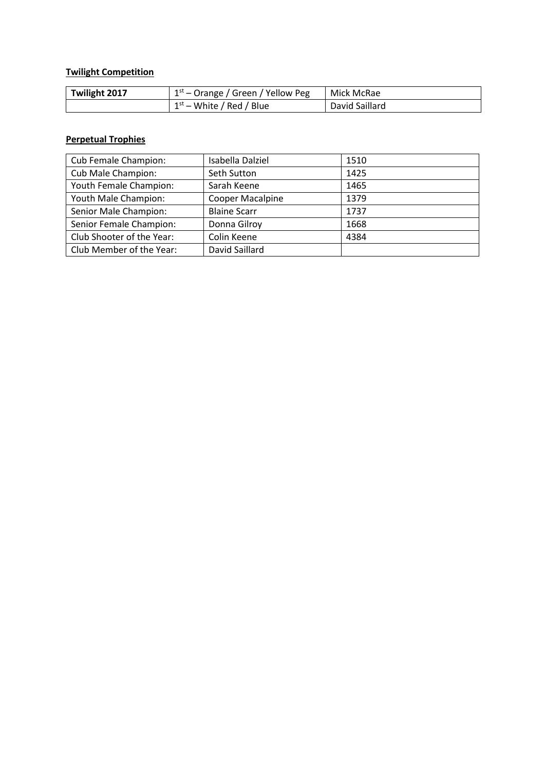**Twilight Competition**

| **Twilight 2017** | 1st – Orange / Green / Yellow Peg | Mick McRae |
| --- | --- | --- |
| | 1st – White / Red / Blue | David Saillard |

**Perpetual Trophies**

| Cub Female Champion: | Isabella Dalziel | 1510 |
| --- | --- | --- |
| Cub Male Champion: | Seth Sutton | 1425 |
| Youth Female Champion: | Sarah Keene | 1465 |
| Youth Male Champion: | Cooper Macalpine | 1379 |
| Senior Male Champion: | Blaine Scarr | 1737 |
| Senior Female Champion: | Donna Gilroy | 1668 |
| Club Shooter of the Year: | Colin Keene | 4384 |
| Club Member of the Year: | David Saillard | |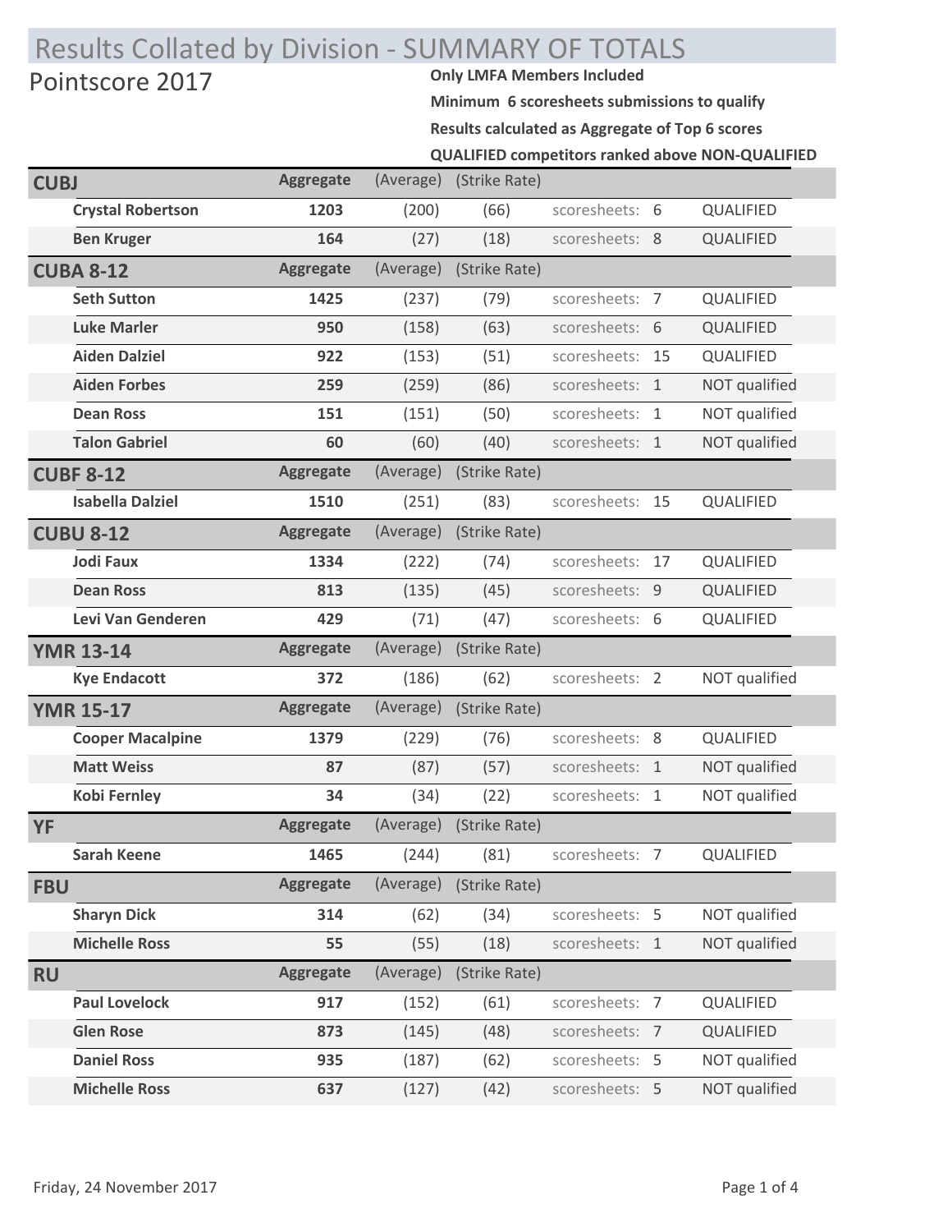# Results Collated by Division - SUMMARY OF TOTALS

## Pointscore 2017

**Only LMFA Members Included**

**Minimum 6 scoresheets submissions to qualify**

**Results calculated as Aggregate of Top 6 scores**

**QUALIFIED competitors ranked above NON-QUALIFIED**

| Division / Name | Aggregate | (Average) | (Strike Rate) | | |
|---|---|---|---|---|---|
| **CUBJ** | **Aggregate** | (Average) | (Strike Rate) | | |
| **Crystal Robertson** | **1203** | (200) | (66) | scoresheets: 6 | QUALIFIED |
| **Ben Kruger** | **164** | (27) | (18) | scoresheets: 8 | QUALIFIED |
| **CUBA 8-12** | **Aggregate** | (Average) | (Strike Rate) | | |
| **Seth Sutton** | **1425** | (237) | (79) | scoresheets: 7 | QUALIFIED |
| **Luke Marler** | **950** | (158) | (63) | scoresheets: 6 | QUALIFIED |
| **Aiden Dalziel** | **922** | (153) | (51) | scoresheets: 15 | QUALIFIED |
| **Aiden Forbes** | **259** | (259) | (86) | scoresheets: 1 | NOT qualified |
| **Dean Ross** | **151** | (151) | (50) | scoresheets: 1 | NOT qualified |
| **Talon Gabriel** | **60** | (60) | (40) | scoresheets: 1 | NOT qualified |
| **CUBF 8-12** | **Aggregate** | (Average) | (Strike Rate) | | |
| **Isabella Dalziel** | **1510** | (251) | (83) | scoresheets: 15 | QUALIFIED |
| **CUBU 8-12** | **Aggregate** | (Average) | (Strike Rate) | | |
| **Jodi Faux** | **1334** | (222) | (74) | scoresheets: 17 | QUALIFIED |
| **Dean Ross** | **813** | (135) | (45) | scoresheets: 9 | QUALIFIED |
| **Levi Van Genderen** | **429** | (71) | (47) | scoresheets: 6 | QUALIFIED |
| **YMR 13-14** | **Aggregate** | (Average) | (Strike Rate) | | |
| **Kye Endacott** | **372** | (186) | (62) | scoresheets: 2 | NOT qualified |
| **YMR 15-17** | **Aggregate** | (Average) | (Strike Rate) | | |
| **Cooper Macalpine** | **1379** | (229) | (76) | scoresheets: 8 | QUALIFIED |
| **Matt Weiss** | **87** | (87) | (57) | scoresheets: 1 | NOT qualified |
| **Kobi Fernley** | **34** | (34) | (22) | scoresheets: 1 | NOT qualified |
| **YF** | **Aggregate** | (Average) | (Strike Rate) | | |
| **Sarah Keene** | **1465** | (244) | (81) | scoresheets: 7 | QUALIFIED |
| **FBU** | **Aggregate** | (Average) | (Strike Rate) | | |
| **Sharyn Dick** | **314** | (62) | (34) | scoresheets: 5 | NOT qualified |
| **Michelle Ross** | **55** | (55) | (18) | scoresheets: 1 | NOT qualified |
| **RU** | **Aggregate** | (Average) | (Strike Rate) | | |
| **Paul Lovelock** | **917** | (152) | (61) | scoresheets: 7 | QUALIFIED |
| **Glen Rose** | **873** | (145) | (48) | scoresheets: 7 | QUALIFIED |
| **Daniel Ross** | **935** | (187) | (62) | scoresheets: 5 | NOT qualified |
| **Michelle Ross** | **637** | (127) | (42) | scoresheets: 5 | NOT qualified |

Friday, 24 November 2017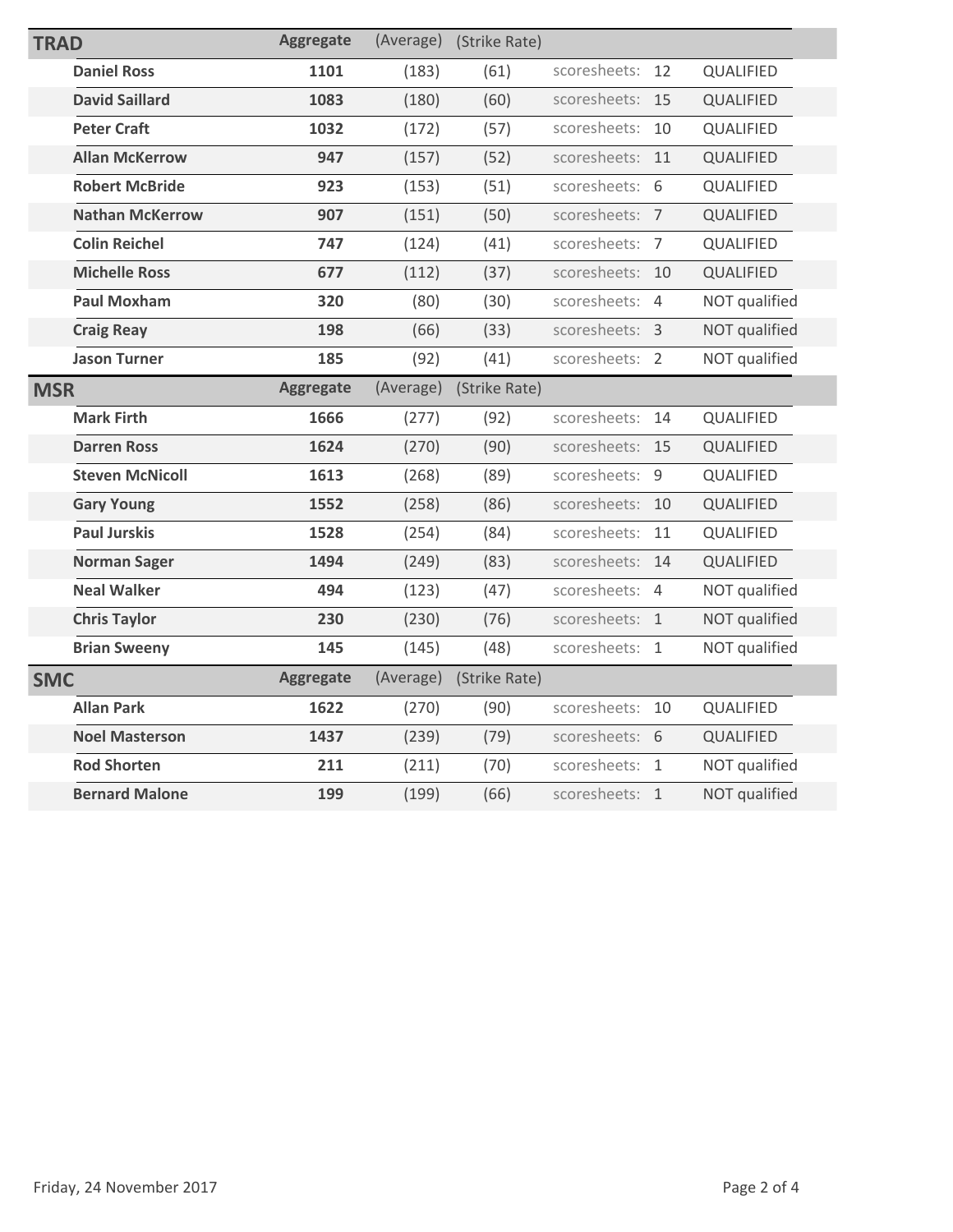| TRAD | Aggregate | (Average) | (Strike Rate) | | | |
|---|---|---|---|---|---|---|
| Daniel Ross | 1101 | (183) | (61) | scoresheets: | 12 | QUALIFIED |
| David Saillard | 1083 | (180) | (60) | scoresheets: | 15 | QUALIFIED |
| Peter Craft | 1032 | (172) | (57) | scoresheets: | 10 | QUALIFIED |
| Allan McKerrow | 947 | (157) | (52) | scoresheets: | 11 | QUALIFIED |
| Robert McBride | 923 | (153) | (51) | scoresheets: | 6 | QUALIFIED |
| Nathan McKerrow | 907 | (151) | (50) | scoresheets: | 7 | QUALIFIED |
| Colin Reichel | 747 | (124) | (41) | scoresheets: | 7 | QUALIFIED |
| Michelle Ross | 677 | (112) | (37) | scoresheets: | 10 | QUALIFIED |
| Paul Moxham | 320 | (80) | (30) | scoresheets: | 4 | NOT qualified |
| Craig Reay | 198 | (66) | (33) | scoresheets: | 3 | NOT qualified |
| Jason Turner | 185 | (92) | (41) | scoresheets: | 2 | NOT qualified |

| MSR | Aggregate | (Average) | (Strike Rate) | | | |
|---|---|---|---|---|---|---|
| Mark Firth | 1666 | (277) | (92) | scoresheets: | 14 | QUALIFIED |
| Darren Ross | 1624 | (270) | (90) | scoresheets: | 15 | QUALIFIED |
| Steven McNicoll | 1613 | (268) | (89) | scoresheets: | 9 | QUALIFIED |
| Gary Young | 1552 | (258) | (86) | scoresheets: | 10 | QUALIFIED |
| Paul Jurskis | 1528 | (254) | (84) | scoresheets: | 11 | QUALIFIED |
| Norman Sager | 1494 | (249) | (83) | scoresheets: | 14 | QUALIFIED |
| Neal Walker | 494 | (123) | (47) | scoresheets: | 4 | NOT qualified |
| Chris Taylor | 230 | (230) | (76) | scoresheets: | 1 | NOT qualified |
| Brian Sweeny | 145 | (145) | (48) | scoresheets: | 1 | NOT qualified |

| SMC | Aggregate | (Average) | (Strike Rate) | | | |
|---|---|---|---|---|---|---|
| Allan Park | 1622 | (270) | (90) | scoresheets: | 10 | QUALIFIED |
| Noel Masterson | 1437 | (239) | (79) | scoresheets: | 6 | QUALIFIED |
| Rod Shorten | 211 | (211) | (70) | scoresheets: | 1 | NOT qualified |
| Bernard Malone | 199 | (199) | (66) | scoresheets: | 1 | NOT qualified |

Friday, 24 November 2017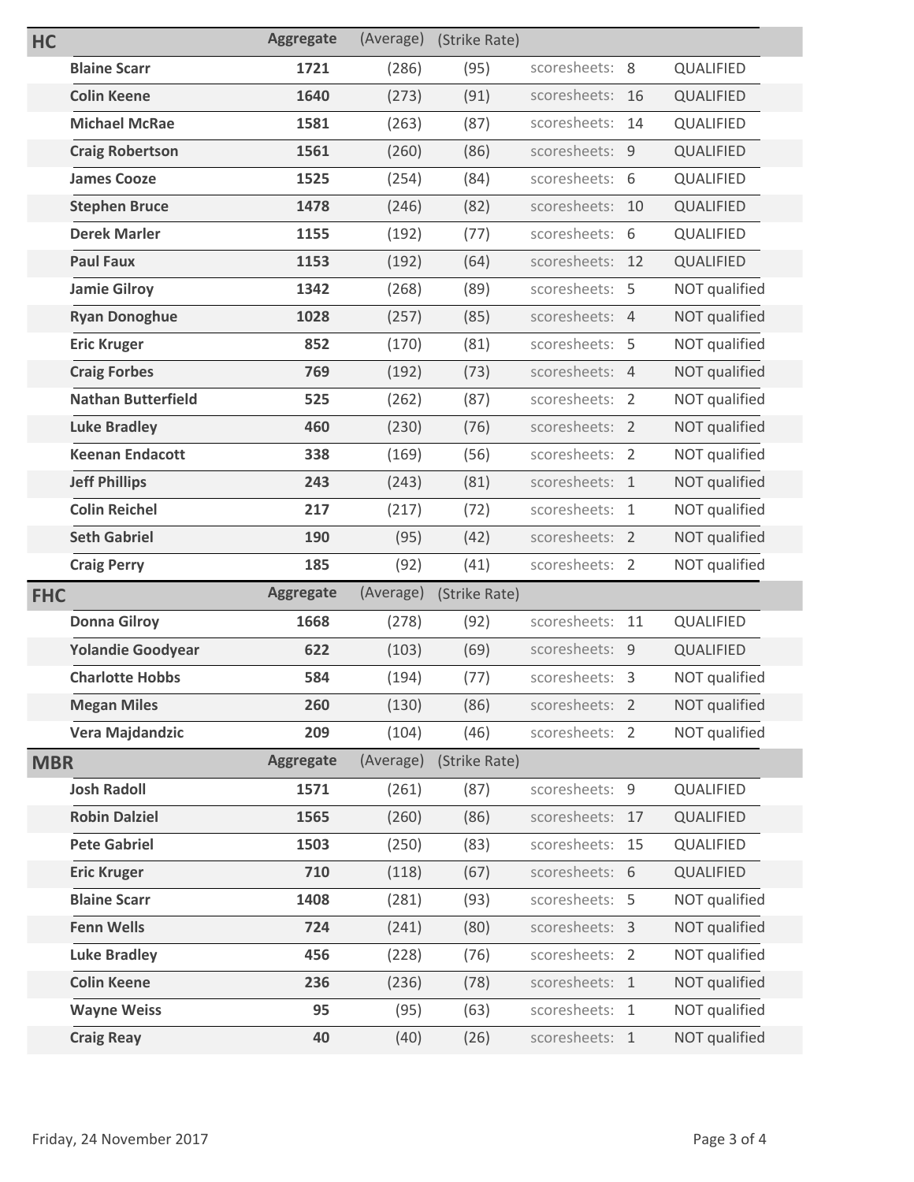| HC | Aggregate | (Average) | (Strike Rate) | | | |
|---|---|---|---|---|---|---|
| **Blaine Scarr** | **1721** | (286) | (95) | scoresheets: | 8 | QUALIFIED |
| **Colin Keene** | **1640** | (273) | (91) | scoresheets: | 16 | QUALIFIED |
| **Michael McRae** | **1581** | (263) | (87) | scoresheets: | 14 | QUALIFIED |
| **Craig Robertson** | **1561** | (260) | (86) | scoresheets: | 9 | QUALIFIED |
| **James Cooze** | **1525** | (254) | (84) | scoresheets: | 6 | QUALIFIED |
| **Stephen Bruce** | **1478** | (246) | (82) | scoresheets: | 10 | QUALIFIED |
| **Derek Marler** | **1155** | (192) | (77) | scoresheets: | 6 | QUALIFIED |
| **Paul Faux** | **1153** | (192) | (64) | scoresheets: | 12 | QUALIFIED |
| **Jamie Gilroy** | **1342** | (268) | (89) | scoresheets: | 5 | NOT qualified |
| **Ryan Donoghue** | **1028** | (257) | (85) | scoresheets: | 4 | NOT qualified |
| **Eric Kruger** | **852** | (170) | (81) | scoresheets: | 5 | NOT qualified |
| **Craig Forbes** | **769** | (192) | (73) | scoresheets: | 4 | NOT qualified |
| **Nathan Butterfield** | **525** | (262) | (87) | scoresheets: | 2 | NOT qualified |
| **Luke Bradley** | **460** | (230) | (76) | scoresheets: | 2 | NOT qualified |
| **Keenan Endacott** | **338** | (169) | (56) | scoresheets: | 2 | NOT qualified |
| **Jeff Phillips** | **243** | (243) | (81) | scoresheets: | 1 | NOT qualified |
| **Colin Reichel** | **217** | (217) | (72) | scoresheets: | 1 | NOT qualified |
| **Seth Gabriel** | **190** | (95) | (42) | scoresheets: | 2 | NOT qualified |
| **Craig Perry** | **185** | (92) | (41) | scoresheets: | 2 | NOT qualified |

| FHC | Aggregate | (Average) | (Strike Rate) | | | |
|---|---|---|---|---|---|---|
| **Donna Gilroy** | **1668** | (278) | (92) | scoresheets: | 11 | QUALIFIED |
| **Yolandie Goodyear** | **622** | (103) | (69) | scoresheets: | 9 | QUALIFIED |
| **Charlotte Hobbs** | **584** | (194) | (77) | scoresheets: | 3 | NOT qualified |
| **Megan Miles** | **260** | (130) | (86) | scoresheets: | 2 | NOT qualified |
| **Vera Majdandzic** | **209** | (104) | (46) | scoresheets: | 2 | NOT qualified |

| MBR | Aggregate | (Average) | (Strike Rate) | | | |
|---|---|---|---|---|---|---|
| **Josh Radoll** | **1571** | (261) | (87) | scoresheets: | 9 | QUALIFIED |
| **Robin Dalziel** | **1565** | (260) | (86) | scoresheets: | 17 | QUALIFIED |
| **Pete Gabriel** | **1503** | (250) | (83) | scoresheets: | 15 | QUALIFIED |
| **Eric Kruger** | **710** | (118) | (67) | scoresheets: | 6 | QUALIFIED |
| **Blaine Scarr** | **1408** | (281) | (93) | scoresheets: | 5 | NOT qualified |
| **Fenn Wells** | **724** | (241) | (80) | scoresheets: | 3 | NOT qualified |
| **Luke Bradley** | **456** | (228) | (76) | scoresheets: | 2 | NOT qualified |
| **Colin Keene** | **236** | (236) | (78) | scoresheets: | 1 | NOT qualified |
| **Wayne Weiss** | **95** | (95) | (63) | scoresheets: | 1 | NOT qualified |
| **Craig Reay** | **40** | (40) | (26) | scoresheets: | 1 | NOT qualified |

Friday, 24 November 2017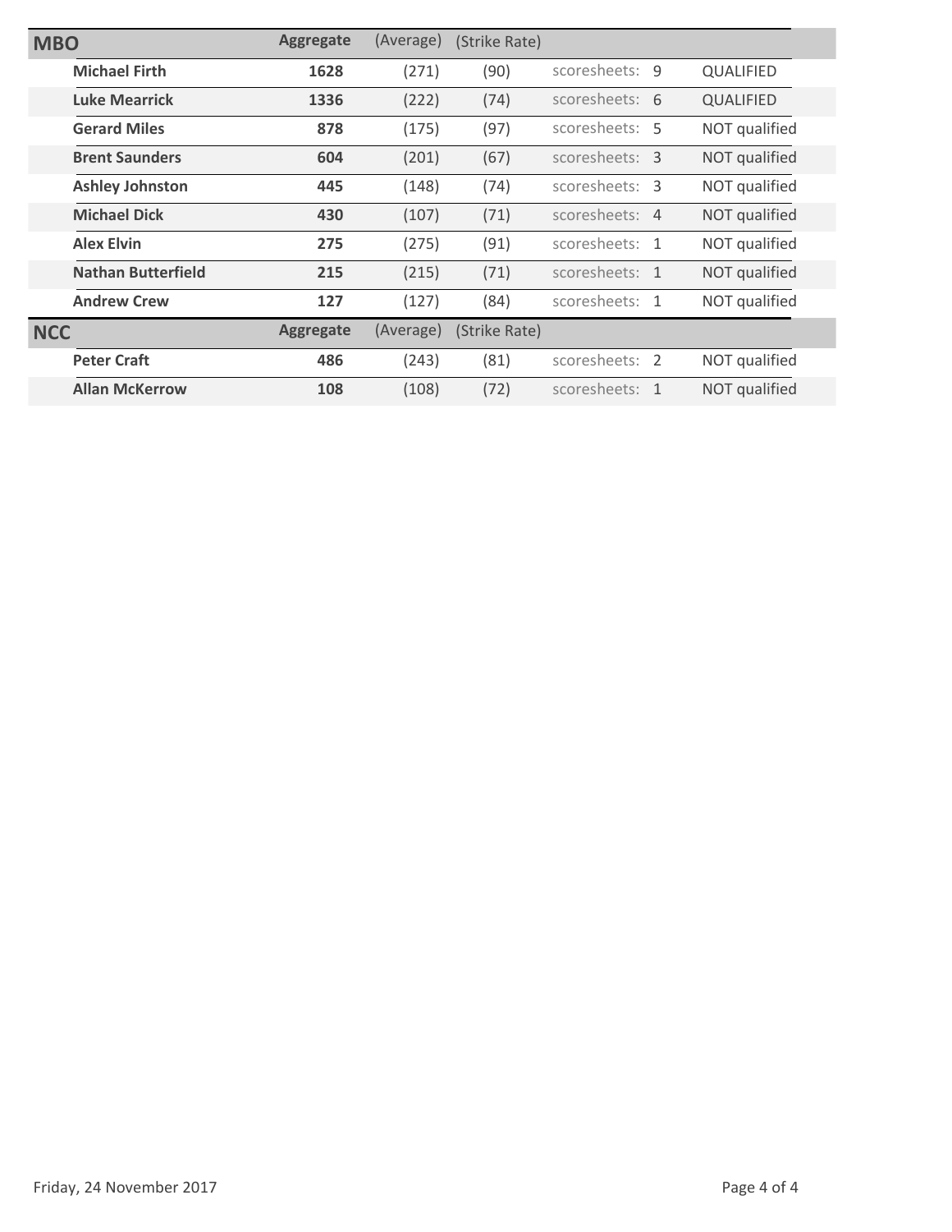| MBO | Aggregate | (Average) | (Strike Rate) | | |
|---|---|---|---|---|---|
| **Michael Firth** | **1628** | (271) | (90) | scoresheets: 9 | QUALIFIED |
| **Luke Mearrick** | **1336** | (222) | (74) | scoresheets: 6 | QUALIFIED |
| **Gerard Miles** | **878** | (175) | (97) | scoresheets: 5 | NOT qualified |
| **Brent Saunders** | **604** | (201) | (67) | scoresheets: 3 | NOT qualified |
| **Ashley Johnston** | **445** | (148) | (74) | scoresheets: 3 | NOT qualified |
| **Michael Dick** | **430** | (107) | (71) | scoresheets: 4 | NOT qualified |
| **Alex Elvin** | **275** | (275) | (91) | scoresheets: 1 | NOT qualified |
| **Nathan Butterfield** | **215** | (215) | (71) | scoresheets: 1 | NOT qualified |
| **Andrew Crew** | **127** | (127) | (84) | scoresheets: 1 | NOT qualified |

| NCC | Aggregate | (Average) | (Strike Rate) | | |
|---|---|---|---|---|---|
| **Peter Craft** | **486** | (243) | (81) | scoresheets: 2 | NOT qualified |
| **Allan McKerrow** | **108** | (108) | (72) | scoresheets: 1 | NOT qualified |

Friday, 24 November 2017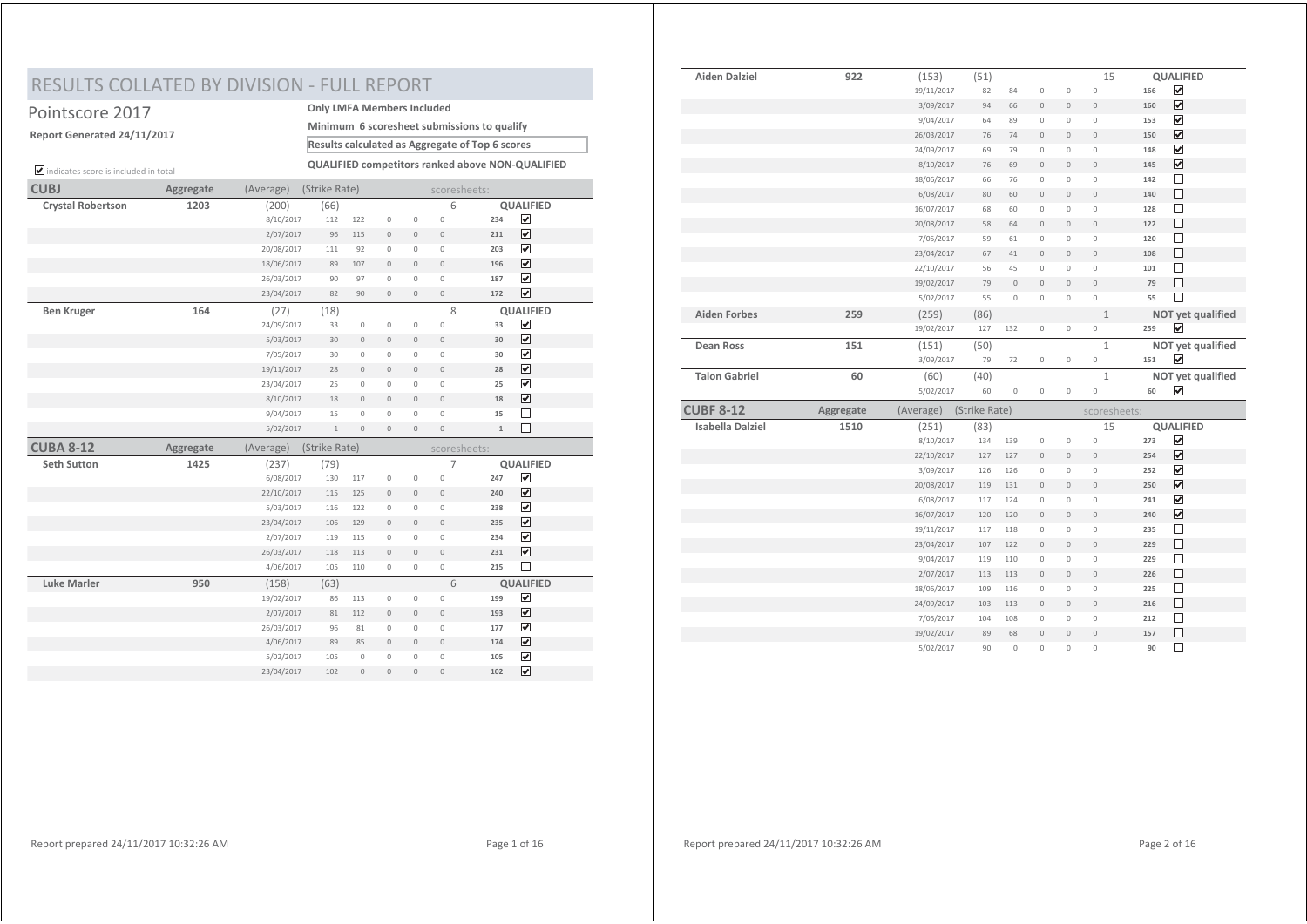# RESULTS COLLATED BY DIVISION - FULL REPORT

## Pointscore 2017

**Report Generated 24/11/2017**

**Only LMFA Members Included**

**Minimum 6 scoresheet submissions to qualify**

**Results calculated as Aggregate of Top 6 scores**

**QUALIFIED competitors ranked above NON-QUALIFIED**

☑ indicates score is included in total

### CUBJ

| CUBJ | Aggregate | (Average) | (Strike Rate) | | | | | scoresheets: | | |
|---|---|---|---|---|---|---|---|---|---|---|
| **Crystal Robertson** | **1203** | (200) | (66) | | | | | 6 | | **QUALIFIED** |
| | | 8/10/2017 | 112 | 122 | 0 | 0 | 0 | | 234 | ☑ |
| | | 2/07/2017 | 96 | 115 | 0 | 0 | 0 | | 211 | ☑ |
| | | 20/08/2017 | 111 | 92 | 0 | 0 | 0 | | 203 | ☑ |
| | | 18/06/2017 | 89 | 107 | 0 | 0 | 0 | | 196 | ☑ |
| | | 26/03/2017 | 90 | 97 | 0 | 0 | 0 | | 187 | ☑ |
| | | 23/04/2017 | 82 | 90 | 0 | 0 | 0 | | 172 | ☑ |
| **Ben Kruger** | **164** | (27) | (18) | | | | | 8 | | **QUALIFIED** |
| | | 24/09/2017 | 33 | 0 | 0 | 0 | 0 | | 33 | ☑ |
| | | 5/03/2017 | 30 | 0 | 0 | 0 | 0 | | 30 | ☑ |
| | | 7/05/2017 | 30 | 0 | 0 | 0 | 0 | | 30 | ☑ |
| | | 19/11/2017 | 28 | 0 | 0 | 0 | 0 | | 28 | ☑ |
| | | 23/04/2017 | 25 | 0 | 0 | 0 | 0 | | 25 | ☑ |
| | | 8/10/2017 | 18 | 0 | 0 | 0 | 0 | | 18 | ☑ |
| | | 9/04/2017 | 15 | 0 | 0 | 0 | 0 | | 15 | ☐ |
| | | 5/02/2017 | 1 | 0 | 0 | 0 | 0 | | 1 | ☐ |

### CUBA 8-12

| CUBA 8-12 | Aggregate | (Average) | (Strike Rate) | | | | | scoresheets: | | |
|---|---|---|---|---|---|---|---|---|---|---|
| **Seth Sutton** | **1425** | (237) | (79) | | | | | 7 | | **QUALIFIED** |
| | | 6/08/2017 | 130 | 117 | 0 | 0 | 0 | | 247 | ☑ |
| | | 22/10/2017 | 115 | 125 | 0 | 0 | 0 | | 240 | ☑ |
| | | 5/03/2017 | 116 | 122 | 0 | 0 | 0 | | 238 | ☑ |
| | | 23/04/2017 | 106 | 129 | 0 | 0 | 0 | | 235 | ☑ |
| | | 2/07/2017 | 119 | 115 | 0 | 0 | 0 | | 234 | ☑ |
| | | 26/03/2017 | 118 | 113 | 0 | 0 | 0 | | 231 | ☑ |
| | | 4/06/2017 | 105 | 110 | 0 | 0 | 0 | | 215 | ☐ |
| **Luke Marler** | **950** | (158) | (63) | | | | | 6 | | **QUALIFIED** |
| | | 19/02/2017 | 86 | 113 | 0 | 0 | 0 | | 199 | ☑ |
| | | 2/07/2017 | 81 | 112 | 0 | 0 | 0 | | 193 | ☑ |
| | | 26/03/2017 | 96 | 81 | 0 | 0 | 0 | | 177 | ☑ |
| | | 4/06/2017 | 89 | 85 | 0 | 0 | 0 | | 174 | ☑ |
| | | 5/02/2017 | 105 | 0 | 0 | 0 | 0 | | 105 | ☑ |
| | | 23/04/2017 | 102 | 0 | 0 | 0 | 0 | | 102 | ☑ |
| **Aiden Dalziel** | **922** | (153) | (51) | | | | | 15 | | **QUALIFIED** |
| | | 19/11/2017 | 82 | 84 | 0 | 0 | 0 | | 166 | ☑ |
| | | 3/09/2017 | 94 | 66 | 0 | 0 | 0 | | 160 | ☑ |
| | | 9/04/2017 | 64 | 89 | 0 | 0 | 0 | | 153 | ☑ |
| | | 26/03/2017 | 76 | 74 | 0 | 0 | 0 | | 150 | ☑ |
| | | 24/09/2017 | 69 | 79 | 0 | 0 | 0 | | 148 | ☑ |
| | | 8/10/2017 | 76 | 69 | 0 | 0 | 0 | | 145 | ☑ |
| | | 18/06/2017 | 66 | 76 | 0 | 0 | 0 | | 142 | ☐ |
| | | 6/08/2017 | 80 | 60 | 0 | 0 | 0 | | 140 | ☐ |
| | | 16/07/2017 | 68 | 60 | 0 | 0 | 0 | | 128 | ☐ |
| | | 20/08/2017 | 58 | 64 | 0 | 0 | 0 | | 122 | ☐ |
| | | 7/05/2017 | 59 | 61 | 0 | 0 | 0 | | 120 | ☐ |
| | | 23/04/2017 | 67 | 41 | 0 | 0 | 0 | | 108 | ☐ |
| | | 22/10/2017 | 56 | 45 | 0 | 0 | 0 | | 101 | ☐ |
| | | 19/02/2017 | 79 | 0 | 0 | 0 | 0 | | 79 | ☐ |
| | | 5/02/2017 | 55 | 0 | 0 | 0 | 0 | | 55 | ☐ |
| **Aiden Forbes** | **259** | (259) | (86) | | | | | 1 | | **NOT yet qualified** |
| | | 19/02/2017 | 127 | 132 | 0 | 0 | 0 | | 259 | ☑ |
| **Dean Ross** | **151** | (151) | (50) | | | | | 1 | | **NOT yet qualified** |
| | | 3/09/2017 | 79 | 72 | 0 | 0 | 0 | | 151 | ☑ |
| **Talon Gabriel** | **60** | (60) | (40) | | | | | 1 | | **NOT yet qualified** |
| | | 5/02/2017 | 60 | 0 | 0 | 0 | 0 | | 60 | ☑ |

### CUBF 8-12

| CUBF 8-12 | Aggregate | (Average) | (Strike Rate) | | | | | scoresheets: | | |
|---|---|---|---|---|---|---|---|---|---|---|
| **Isabella Dalziel** | **1510** | (251) | (83) | | | | | 15 | | **QUALIFIED** |
| | | 8/10/2017 | 134 | 139 | 0 | 0 | 0 | | 273 | ☑ |
| | | 22/10/2017 | 127 | 127 | 0 | 0 | 0 | | 254 | ☑ |
| | | 3/09/2017 | 126 | 126 | 0 | 0 | 0 | | 252 | ☑ |
| | | 20/08/2017 | 119 | 131 | 0 | 0 | 0 | | 250 | ☑ |
| | | 6/08/2017 | 117 | 124 | 0 | 0 | 0 | | 241 | ☑ |
| | | 16/07/2017 | 120 | 120 | 0 | 0 | 0 | | 240 | ☑ |
| | | 19/11/2017 | 117 | 118 | 0 | 0 | 0 | | 235 | ☐ |
| | | 23/04/2017 | 107 | 122 | 0 | 0 | 0 | | 229 | ☐ |
| | | 9/04/2017 | 119 | 110 | 0 | 0 | 0 | | 229 | ☐ |
| | | 2/07/2017 | 113 | 113 | 0 | 0 | 0 | | 226 | ☐ |
| | | 18/06/2017 | 109 | 116 | 0 | 0 | 0 | | 225 | ☐ |
| | | 24/09/2017 | 103 | 113 | 0 | 0 | 0 | | 216 | ☐ |
| | | 7/05/2017 | 104 | 108 | 0 | 0 | 0 | | 212 | ☐ |
| | | 19/02/2017 | 89 | 68 | 0 | 0 | 0 | | 157 | ☐ |
| | | 5/02/2017 | 90 | 0 | 0 | 0 | 0 | | 90 | ☐ |

Report prepared 24/11/2017 10:32:26 AM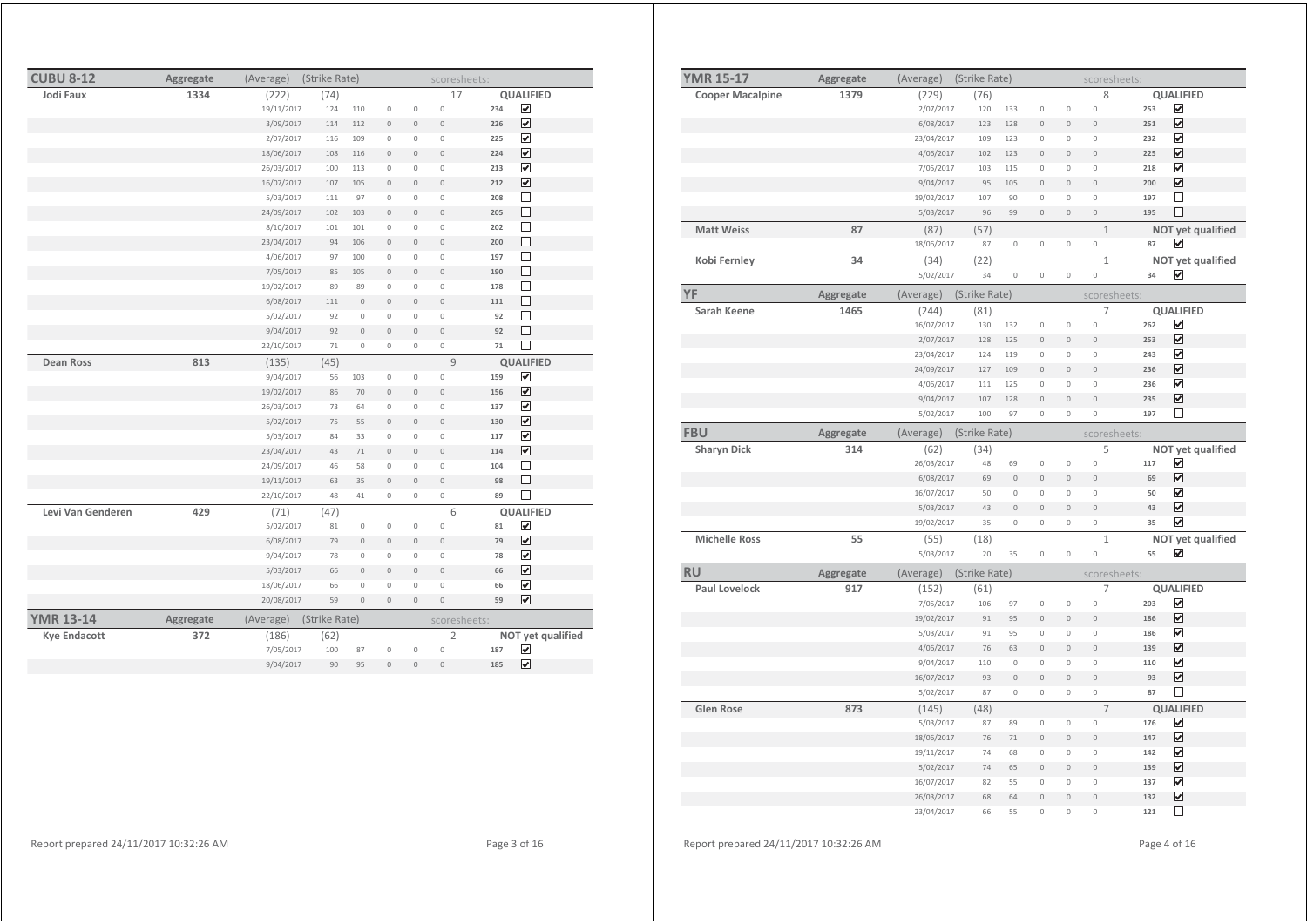| CUBU 8-12 | Aggregate | (Average) | (Strike Rate) | | | | scoresheets: | | |
|---|---|---|---|---|---|---|---|---|---|
| **Jodi Faux** | **1334** | (222) | (74) | | | | 17 | | **QUALIFIED** |
| | | 19/11/2017 | 124 | 110 | 0 | 0 | 0 | **234** | ☑ |
| | | 3/09/2017 | 114 | 112 | 0 | 0 | 0 | **226** | ☑ |
| | | 2/07/2017 | 116 | 109 | 0 | 0 | 0 | **225** | ☑ |
| | | 18/06/2017 | 108 | 116 | 0 | 0 | 0 | **224** | ☑ |
| | | 26/03/2017 | 100 | 113 | 0 | 0 | 0 | **213** | ☑ |
| | | 16/07/2017 | 107 | 105 | 0 | 0 | 0 | **212** | ☑ |
| | | 5/03/2017 | 111 | 97 | 0 | 0 | 0 | **208** | ☐ |
| | | 24/09/2017 | 102 | 103 | 0 | 0 | 0 | **205** | ☐ |
| | | 8/10/2017 | 101 | 101 | 0 | 0 | 0 | **202** | ☐ |
| | | 23/04/2017 | 94 | 106 | 0 | 0 | 0 | **200** | ☐ |
| | | 4/06/2017 | 97 | 100 | 0 | 0 | 0 | **197** | ☐ |
| | | 7/05/2017 | 85 | 105 | 0 | 0 | 0 | **190** | ☐ |
| | | 19/02/2017 | 89 | 89 | 0 | 0 | 0 | **178** | ☐ |
| | | 6/08/2017 | 111 | 0 | 0 | 0 | 0 | **111** | ☐ |
| | | 5/02/2017 | 92 | 0 | 0 | 0 | 0 | **92** | ☐ |
| | | 9/04/2017 | 92 | 0 | 0 | 0 | 0 | **92** | ☐ |
| | | 22/10/2017 | 71 | 0 | 0 | 0 | 0 | **71** | ☐ |
| **Dean Ross** | **813** | (135) | (45) | | | | 9 | | **QUALIFIED** |
| | | 9/04/2017 | 56 | 103 | 0 | 0 | 0 | **159** | ☑ |
| | | 19/02/2017 | 86 | 70 | 0 | 0 | 0 | **156** | ☑ |
| | | 26/03/2017 | 73 | 64 | 0 | 0 | 0 | **137** | ☑ |
| | | 5/02/2017 | 75 | 55 | 0 | 0 | 0 | **130** | ☑ |
| | | 5/03/2017 | 84 | 33 | 0 | 0 | 0 | **117** | ☑ |
| | | 23/04/2017 | 43 | 71 | 0 | 0 | 0 | **114** | ☑ |
| | | 24/09/2017 | 46 | 58 | 0 | 0 | 0 | **104** | ☐ |
| | | 19/11/2017 | 63 | 35 | 0 | 0 | 0 | **98** | ☐ |
| | | 22/10/2017 | 48 | 41 | 0 | 0 | 0 | **89** | ☐ |
| **Levi Van Genderen** | **429** | (71) | (47) | | | | 6 | | **QUALIFIED** |
| | | 5/02/2017 | 81 | 0 | 0 | 0 | 0 | **81** | ☑ |
| | | 6/08/2017 | 79 | 0 | 0 | 0 | 0 | **79** | ☑ |
| | | 9/04/2017 | 78 | 0 | 0 | 0 | 0 | **78** | ☑ |
| | | 5/03/2017 | 66 | 0 | 0 | 0 | 0 | **66** | ☑ |
| | | 18/06/2017 | 66 | 0 | 0 | 0 | 0 | **66** | ☑ |
| | | 20/08/2017 | 59 | 0 | 0 | 0 | 0 | **59** | ☑ |

| YMR 13-14 | Aggregate | (Average) | (Strike Rate) | | | | scoresheets: | | |
|---|---|---|---|---|---|---|---|---|---|
| **Kye Endacott** | **372** | (186) | (62) | | | | 2 | | **NOT yet qualified** |
| | | 7/05/2017 | 100 | 87 | 0 | 0 | 0 | **187** | ☑ |
| | | 9/04/2017 | 90 | 95 | 0 | 0 | 0 | **185** | ☑ |

| YMR 15-17 | Aggregate | (Average) | (Strike Rate) | | | | scoresheets: | | |
|---|---|---|---|---|---|---|---|---|---|
| **Cooper Macalpine** | **1379** | (229) | (76) | | | | 8 | | **QUALIFIED** |
| | | 2/07/2017 | 120 | 133 | 0 | 0 | 0 | **253** | ☑ |
| | | 6/08/2017 | 123 | 128 | 0 | 0 | 0 | **251** | ☑ |
| | | 23/04/2017 | 109 | 123 | 0 | 0 | 0 | **232** | ☑ |
| | | 4/06/2017 | 102 | 123 | 0 | 0 | 0 | **225** | ☑ |
| | | 7/05/2017 | 103 | 115 | 0 | 0 | 0 | **218** | ☑ |
| | | 9/04/2017 | 95 | 105 | 0 | 0 | 0 | **200** | ☑ |
| | | 19/02/2017 | 107 | 90 | 0 | 0 | 0 | **197** | ☐ |
| | | 5/03/2017 | 96 | 99 | 0 | 0 | 0 | **195** | ☐ |
| **Matt Weiss** | **87** | (87) | (57) | | | | 1 | | **NOT yet qualified** |
| | | 18/06/2017 | 87 | 0 | 0 | 0 | 0 | **87** | ☑ |
| **Kobi Fernley** | **34** | (34) | (22) | | | | 1 | | **NOT yet qualified** |
| | | 5/02/2017 | 34 | 0 | 0 | 0 | 0 | **34** | ☑ |

| YF | Aggregate | (Average) | (Strike Rate) | | | | scoresheets: | | |
|---|---|---|---|---|---|---|---|---|---|
| **Sarah Keene** | **1465** | (244) | (81) | | | | 7 | | **QUALIFIED** |
| | | 16/07/2017 | 130 | 132 | 0 | 0 | 0 | **262** | ☑ |
| | | 2/07/2017 | 128 | 125 | 0 | 0 | 0 | **253** | ☑ |
| | | 23/04/2017 | 124 | 119 | 0 | 0 | 0 | **243** | ☑ |
| | | 24/09/2017 | 127 | 109 | 0 | 0 | 0 | **236** | ☑ |
| | | 4/06/2017 | 111 | 125 | 0 | 0 | 0 | **236** | ☑ |
| | | 9/04/2017 | 107 | 128 | 0 | 0 | 0 | **235** | ☑ |
| | | 5/02/2017 | 100 | 97 | 0 | 0 | 0 | **197** | ☐ |

| FBU | Aggregate | (Average) | (Strike Rate) | | | | scoresheets: | | |
|---|---|---|---|---|---|---|---|---|---|
| **Sharyn Dick** | **314** | (62) | (34) | | | | 5 | | **NOT yet qualified** |
| | | 26/03/2017 | 48 | 69 | 0 | 0 | 0 | **117** | ☑ |
| | | 6/08/2017 | 69 | 0 | 0 | 0 | 0 | **69** | ☑ |
| | | 16/07/2017 | 50 | 0 | 0 | 0 | 0 | **50** | ☑ |
| | | 5/03/2017 | 43 | 0 | 0 | 0 | 0 | **43** | ☑ |
| | | 19/02/2017 | 35 | 0 | 0 | 0 | 0 | **35** | ☑ |
| **Michelle Ross** | **55** | (55) | (18) | | | | 1 | | **NOT yet qualified** |
| | | 5/03/2017 | 20 | 35 | 0 | 0 | 0 | **55** | ☑ |

| RU | Aggregate | (Average) | (Strike Rate) | | | | scoresheets: | | |
|---|---|---|---|---|---|---|---|---|---|
| **Paul Lovelock** | **917** | (152) | (61) | | | | 7 | | **QUALIFIED** |
| | | 7/05/2017 | 106 | 97 | 0 | 0 | 0 | **203** | ☑ |
| | | 19/02/2017 | 91 | 95 | 0 | 0 | 0 | **186** | ☑ |
| | | 5/03/2017 | 91 | 95 | 0 | 0 | 0 | **186** | ☑ |
| | | 4/06/2017 | 76 | 63 | 0 | 0 | 0 | **139** | ☑ |
| | | 9/04/2017 | 110 | 0 | 0 | 0 | 0 | **110** | ☑ |
| | | 16/07/2017 | 93 | 0 | 0 | 0 | 0 | **93** | ☑ |
| | | 5/02/2017 | 87 | 0 | 0 | 0 | 0 | **87** | ☐ |
| **Glen Rose** | **873** | (145) | (48) | | | | 7 | | **QUALIFIED** |
| | | 5/03/2017 | 87 | 89 | 0 | 0 | 0 | **176** | ☑ |
| | | 18/06/2017 | 76 | 71 | 0 | 0 | 0 | **147** | ☑ |
| | | 19/11/2017 | 74 | 68 | 0 | 0 | 0 | **142** | ☑ |
| | | 5/02/2017 | 74 | 65 | 0 | 0 | 0 | **139** | ☑ |
| | | 16/07/2017 | 82 | 55 | 0 | 0 | 0 | **137** | ☑ |
| | | 26/03/2017 | 68 | 64 | 0 | 0 | 0 | **132** | ☑ |
| | | 23/04/2017 | 66 | 55 | 0 | 0 | 0 | **121** | ☐ |

Report prepared 24/11/2017 10:32:26 AM

Report prepared 24/11/2017 10:32:26 AM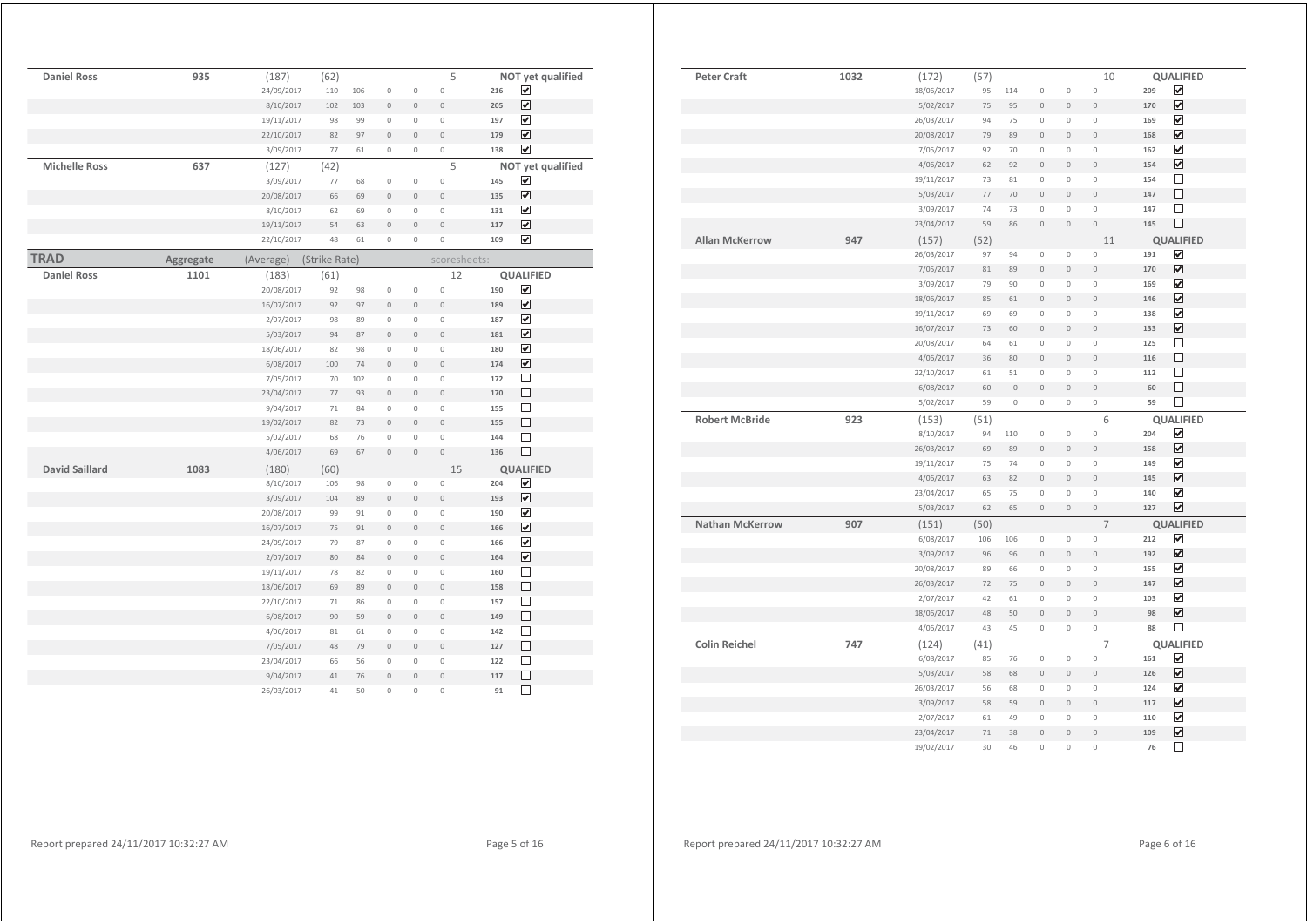| Name | Aggregate | (Average) | (Strike Rate) | | | | | scoresheets | | |
|---|---|---|---|---|---|---|---|---|---|---|
| **Daniel Ross** | **935** | (187) | (62) | | | | | 5 | | **NOT yet qualified** |
| | | 24/09/2017 | 110 | 106 | 0 | 0 | 0 | | 216 | ☑ |
| | | 8/10/2017 | 102 | 103 | 0 | 0 | 0 | | 205 | ☑ |
| | | 19/11/2017 | 98 | 99 | 0 | 0 | 0 | | 197 | ☑ |
| | | 22/10/2017 | 82 | 97 | 0 | 0 | 0 | | 179 | ☑ |
| | | 3/09/2017 | 77 | 61 | 0 | 0 | 0 | | 138 | ☑ |
| **Michelle Ross** | **637** | (127) | (42) | | | | | 5 | | **NOT yet qualified** |
| | | 3/09/2017 | 77 | 68 | 0 | 0 | 0 | | 145 | ☑ |
| | | 20/08/2017 | 66 | 69 | 0 | 0 | 0 | | 135 | ☑ |
| | | 8/10/2017 | 62 | 69 | 0 | 0 | 0 | | 131 | ☑ |
| | | 19/11/2017 | 54 | 63 | 0 | 0 | 0 | | 117 | ☑ |
| | | 22/10/2017 | 48 | 61 | 0 | 0 | 0 | | 109 | ☑ |

## TRAD

| Name | Aggregate | (Average) | (Strike Rate) | | | | | scoresheets: | | |
|---|---|---|---|---|---|---|---|---|---|---|
| **Daniel Ross** | **1101** | (183) | (61) | | | | | 12 | | **QUALIFIED** |
| | | 20/08/2017 | 92 | 98 | 0 | 0 | 0 | | 190 | ☑ |
| | | 16/07/2017 | 92 | 97 | 0 | 0 | 0 | | 189 | ☑ |
| | | 2/07/2017 | 98 | 89 | 0 | 0 | 0 | | 187 | ☑ |
| | | 5/03/2017 | 94 | 87 | 0 | 0 | 0 | | 181 | ☑ |
| | | 18/06/2017 | 82 | 98 | 0 | 0 | 0 | | 180 | ☑ |
| | | 6/08/2017 | 100 | 74 | 0 | 0 | 0 | | 174 | ☑ |
| | | 7/05/2017 | 70 | 102 | 0 | 0 | 0 | | 172 | ☐ |
| | | 23/04/2017 | 77 | 93 | 0 | 0 | 0 | | 170 | ☐ |
| | | 9/04/2017 | 71 | 84 | 0 | 0 | 0 | | 155 | ☐ |
| | | 19/02/2017 | 82 | 73 | 0 | 0 | 0 | | 155 | ☐ |
| | | 5/02/2017 | 68 | 76 | 0 | 0 | 0 | | 144 | ☐ |
| | | 4/06/2017 | 69 | 67 | 0 | 0 | 0 | | 136 | ☐ |
| **David Saillard** | **1083** | (180) | (60) | | | | | 15 | | **QUALIFIED** |
| | | 8/10/2017 | 106 | 98 | 0 | 0 | 0 | | 204 | ☑ |
| | | 3/09/2017 | 104 | 89 | 0 | 0 | 0 | | 193 | ☑ |
| | | 20/08/2017 | 99 | 91 | 0 | 0 | 0 | | 190 | ☑ |
| | | 16/07/2017 | 75 | 91 | 0 | 0 | 0 | | 166 | ☑ |
| | | 24/09/2017 | 79 | 87 | 0 | 0 | 0 | | 166 | ☑ |
| | | 2/07/2017 | 80 | 84 | 0 | 0 | 0 | | 164 | ☑ |
| | | 19/11/2017 | 78 | 82 | 0 | 0 | 0 | | 160 | ☐ |
| | | 18/06/2017 | 69 | 89 | 0 | 0 | 0 | | 158 | ☐ |
| | | 22/10/2017 | 71 | 86 | 0 | 0 | 0 | | 157 | ☐ |
| | | 6/08/2017 | 90 | 59 | 0 | 0 | 0 | | 149 | ☐ |
| | | 4/06/2017 | 81 | 61 | 0 | 0 | 0 | | 142 | ☐ |
| | | 7/05/2017 | 48 | 79 | 0 | 0 | 0 | | 127 | ☐ |
| | | 23/04/2017 | 66 | 56 | 0 | 0 | 0 | | 122 | ☐ |
| | | 9/04/2017 | 41 | 76 | 0 | 0 | 0 | | 117 | ☐ |
| | | 26/03/2017 | 41 | 50 | 0 | 0 | 0 | | 91 | ☐ |
| **Peter Craft** | **1032** | (172) | (57) | | | | | 10 | | **QUALIFIED** |
| | | 18/06/2017 | 95 | 114 | 0 | 0 | 0 | | 209 | ☑ |
| | | 5/02/2017 | 75 | 95 | 0 | 0 | 0 | | 170 | ☑ |
| | | 26/03/2017 | 94 | 75 | 0 | 0 | 0 | | 169 | ☑ |
| | | 20/08/2017 | 79 | 89 | 0 | 0 | 0 | | 168 | ☑ |
| | | 7/05/2017 | 92 | 70 | 0 | 0 | 0 | | 162 | ☑ |
| | | 4/06/2017 | 62 | 92 | 0 | 0 | 0 | | 154 | ☑ |
| | | 19/11/2017 | 73 | 81 | 0 | 0 | 0 | | 154 | ☐ |
| | | 5/03/2017 | 77 | 70 | 0 | 0 | 0 | | 147 | ☐ |
| | | 3/09/2017 | 74 | 73 | 0 | 0 | 0 | | 147 | ☐ |
| | | 23/04/2017 | 59 | 86 | 0 | 0 | 0 | | 145 | ☐ |
| **Allan McKerrow** | **947** | (157) | (52) | | | | | 11 | | **QUALIFIED** |
| | | 26/03/2017 | 97 | 94 | 0 | 0 | 0 | | 191 | ☑ |
| | | 7/05/2017 | 81 | 89 | 0 | 0 | 0 | | 170 | ☑ |
| | | 3/09/2017 | 79 | 90 | 0 | 0 | 0 | | 169 | ☑ |
| | | 18/06/2017 | 85 | 61 | 0 | 0 | 0 | | 146 | ☑ |
| | | 19/11/2017 | 69 | 69 | 0 | 0 | 0 | | 138 | ☑ |
| | | 16/07/2017 | 73 | 60 | 0 | 0 | 0 | | 133 | ☑ |
| | | 20/08/2017 | 64 | 61 | 0 | 0 | 0 | | 125 | ☐ |
| | | 4/06/2017 | 36 | 80 | 0 | 0 | 0 | | 116 | ☐ |
| | | 22/10/2017 | 61 | 51 | 0 | 0 | 0 | | 112 | ☐ |
| | | 6/08/2017 | 60 | 0 | 0 | 0 | 0 | | 60 | ☐ |
| | | 5/02/2017 | 59 | 0 | 0 | 0 | 0 | | 59 | ☐ |
| **Robert McBride** | **923** | (153) | (51) | | | | | 6 | | **QUALIFIED** |
| | | 8/10/2017 | 94 | 110 | 0 | 0 | 0 | | 204 | ☑ |
| | | 26/03/2017 | 69 | 89 | 0 | 0 | 0 | | 158 | ☑ |
| | | 19/11/2017 | 75 | 74 | 0 | 0 | 0 | | 149 | ☑ |
| | | 4/06/2017 | 63 | 82 | 0 | 0 | 0 | | 145 | ☑ |
| | | 23/04/2017 | 65 | 75 | 0 | 0 | 0 | | 140 | ☑ |
| | | 5/03/2017 | 62 | 65 | 0 | 0 | 0 | | 127 | ☑ |
| **Nathan McKerrow** | **907** | (151) | (50) | | | | | 7 | | **QUALIFIED** |
| | | 6/08/2017 | 106 | 106 | 0 | 0 | 0 | | 212 | ☑ |
| | | 3/09/2017 | 96 | 96 | 0 | 0 | 0 | | 192 | ☑ |
| | | 20/08/2017 | 89 | 66 | 0 | 0 | 0 | | 155 | ☑ |
| | | 26/03/2017 | 72 | 75 | 0 | 0 | 0 | | 147 | ☑ |
| | | 2/07/2017 | 42 | 61 | 0 | 0 | 0 | | 103 | ☑ |
| | | 18/06/2017 | 48 | 50 | 0 | 0 | 0 | | 98 | ☑ |
| | | 4/06/2017 | 43 | 45 | 0 | 0 | 0 | | 88 | ☐ |
| **Colin Reichel** | **747** | (124) | (41) | | | | | 7 | | **QUALIFIED** |
| | | 6/08/2017 | 85 | 76 | 0 | 0 | 0 | | 161 | ☑ |
| | | 5/03/2017 | 58 | 68 | 0 | 0 | 0 | | 126 | ☑ |
| | | 26/03/2017 | 56 | 68 | 0 | 0 | 0 | | 124 | ☑ |
| | | 3/09/2017 | 58 | 59 | 0 | 0 | 0 | | 117 | ☑ |
| | | 2/07/2017 | 61 | 49 | 0 | 0 | 0 | | 110 | ☑ |
| | | 23/04/2017 | 71 | 38 | 0 | 0 | 0 | | 109 | ☑ |
| | | 19/02/2017 | 30 | 46 | 0 | 0 | 0 | | 76 | ☐ |

Report prepared 24/11/2017 10:32:27 AM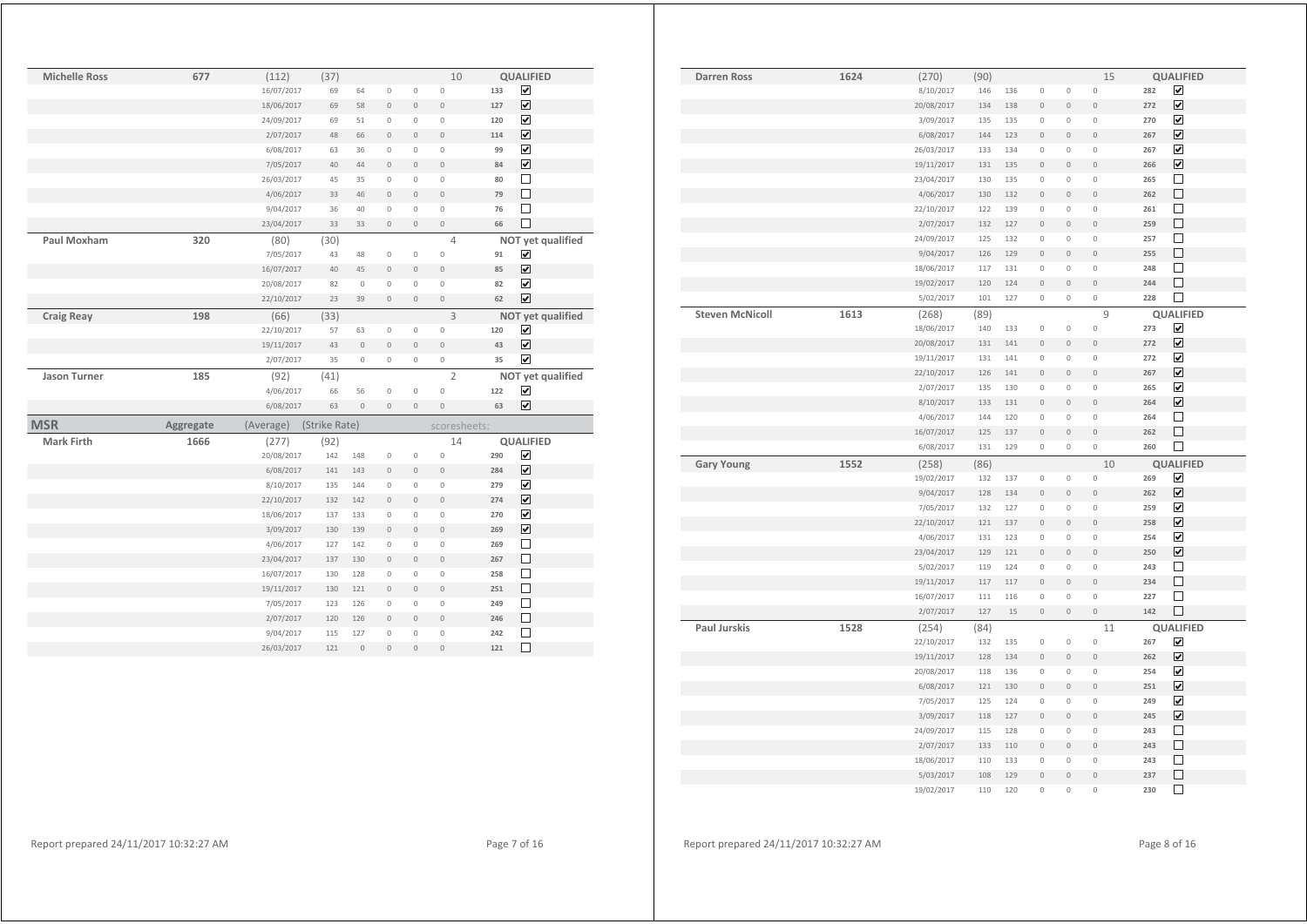| Michelle Ross | 677 | (112) | (37) | | | | 10 | | QUALIFIED |
|---|---|---|---|---|---|---|---|---|---|
| | | 16/07/2017 | 69 | 64 | 0 | 0 | 0 | 133 | ☑ |
| | | 18/06/2017 | 69 | 58 | 0 | 0 | 0 | 127 | ☑ |
| | | 24/09/2017 | 69 | 51 | 0 | 0 | 0 | 120 | ☑ |
| | | 2/07/2017 | 48 | 66 | 0 | 0 | 0 | 114 | ☑ |
| | | 6/08/2017 | 63 | 36 | 0 | 0 | 0 | 99 | ☑ |
| | | 7/05/2017 | 40 | 44 | 0 | 0 | 0 | 84 | ☑ |
| | | 26/03/2017 | 45 | 35 | 0 | 0 | 0 | 80 | ☐ |
| | | 4/06/2017 | 33 | 46 | 0 | 0 | 0 | 79 | ☐ |
| | | 9/04/2017 | 36 | 40 | 0 | 0 | 0 | 76 | ☐ |
| | | 23/04/2017 | 33 | 33 | 0 | 0 | 0 | 66 | ☐ |
| **Paul Moxham** | **320** | (80) | (30) | | | | 4 | | **NOT yet qualified** |
| | | 7/05/2017 | 43 | 48 | 0 | 0 | 0 | 91 | ☑ |
| | | 16/07/2017 | 40 | 45 | 0 | 0 | 0 | 85 | ☑ |
| | | 20/08/2017 | 82 | 0 | 0 | 0 | 0 | 82 | ☑ |
| | | 22/10/2017 | 23 | 39 | 0 | 0 | 0 | 62 | ☑ |
| **Craig Reay** | **198** | (66) | (33) | | | | 3 | | **NOT yet qualified** |
| | | 22/10/2017 | 57 | 63 | 0 | 0 | 0 | 120 | ☑ |
| | | 19/11/2017 | 43 | 0 | 0 | 0 | 0 | 43 | ☑ |
| | | 2/07/2017 | 35 | 0 | 0 | 0 | 0 | 35 | ☑ |
| **Jason Turner** | **185** | (92) | (41) | | | | 2 | | **NOT yet qualified** |
| | | 4/06/2017 | 66 | 56 | 0 | 0 | 0 | 122 | ☑ |
| | | 6/08/2017 | 63 | 0 | 0 | 0 | 0 | 63 | ☑ |

| MSR | Aggregate | (Average) | (Strike Rate) | | | | scoresheets: | | |
|---|---|---|---|---|---|---|---|---|---|
| **Mark Firth** | **1666** | (277) | (92) | | | | 14 | | **QUALIFIED** |
| | | 20/08/2017 | 142 | 148 | 0 | 0 | 0 | 290 | ☑ |
| | | 6/08/2017 | 141 | 143 | 0 | 0 | 0 | 284 | ☑ |
| | | 8/10/2017 | 135 | 144 | 0 | 0 | 0 | 279 | ☑ |
| | | 22/10/2017 | 132 | 142 | 0 | 0 | 0 | 274 | ☑ |
| | | 18/06/2017 | 137 | 133 | 0 | 0 | 0 | 270 | ☑ |
| | | 3/09/2017 | 130 | 139 | 0 | 0 | 0 | 269 | ☑ |
| | | 4/06/2017 | 127 | 142 | 0 | 0 | 0 | 269 | ☐ |
| | | 23/04/2017 | 137 | 130 | 0 | 0 | 0 | 267 | ☐ |
| | | 16/07/2017 | 130 | 128 | 0 | 0 | 0 | 258 | ☐ |
| | | 19/11/2017 | 130 | 121 | 0 | 0 | 0 | 251 | ☐ |
| | | 7/05/2017 | 123 | 126 | 0 | 0 | 0 | 249 | ☐ |
| | | 2/07/2017 | 120 | 126 | 0 | 0 | 0 | 246 | ☐ |
| | | 9/04/2017 | 115 | 127 | 0 | 0 | 0 | 242 | ☐ |
| | | 26/03/2017 | 121 | 0 | 0 | 0 | 0 | 121 | ☐ |

| Darren Ross | 1624 | (270) | (90) | | | | 15 | | QUALIFIED |
|---|---|---|---|---|---|---|---|---|---|
| | | 8/10/2017 | 146 | 136 | 0 | 0 | 0 | 282 | ☑ |
| | | 20/08/2017 | 134 | 138 | 0 | 0 | 0 | 272 | ☑ |
| | | 3/09/2017 | 135 | 135 | 0 | 0 | 0 | 270 | ☑ |
| | | 6/08/2017 | 144 | 123 | 0 | 0 | 0 | 267 | ☑ |
| | | 26/03/2017 | 133 | 134 | 0 | 0 | 0 | 267 | ☑ |
| | | 19/11/2017 | 131 | 135 | 0 | 0 | 0 | 266 | ☑ |
| | | 23/04/2017 | 130 | 135 | 0 | 0 | 0 | 265 | ☐ |
| | | 4/06/2017 | 130 | 132 | 0 | 0 | 0 | 262 | ☐ |
| | | 22/10/2017 | 122 | 139 | 0 | 0 | 0 | 261 | ☐ |
| | | 2/07/2017 | 132 | 127 | 0 | 0 | 0 | 259 | ☐ |
| | | 24/09/2017 | 125 | 132 | 0 | 0 | 0 | 257 | ☐ |
| | | 9/04/2017 | 126 | 129 | 0 | 0 | 0 | 255 | ☐ |
| | | 18/06/2017 | 117 | 131 | 0 | 0 | 0 | 248 | ☐ |
| | | 19/02/2017 | 120 | 124 | 0 | 0 | 0 | 244 | ☐ |
| | | 5/02/2017 | 101 | 127 | 0 | 0 | 0 | 228 | ☐ |
| **Steven McNicoll** | **1613** | (268) | (89) | | | | 9 | | **QUALIFIED** |
| | | 18/06/2017 | 140 | 133 | 0 | 0 | 0 | 273 | ☑ |
| | | 20/08/2017 | 131 | 141 | 0 | 0 | 0 | 272 | ☑ |
| | | 19/11/2017 | 131 | 141 | 0 | 0 | 0 | 272 | ☑ |
| | | 22/10/2017 | 126 | 141 | 0 | 0 | 0 | 267 | ☑ |
| | | 2/07/2017 | 135 | 130 | 0 | 0 | 0 | 265 | ☑ |
| | | 8/10/2017 | 133 | 131 | 0 | 0 | 0 | 264 | ☑ |
| | | 4/06/2017 | 144 | 120 | 0 | 0 | 0 | 264 | ☐ |
| | | 16/07/2017 | 125 | 137 | 0 | 0 | 0 | 262 | ☐ |
| | | 6/08/2017 | 131 | 129 | 0 | 0 | 0 | 260 | ☐ |
| **Gary Young** | **1552** | (258) | (86) | | | | 10 | | **QUALIFIED** |
| | | 19/02/2017 | 132 | 137 | 0 | 0 | 0 | 269 | ☑ |
| | | 9/04/2017 | 128 | 134 | 0 | 0 | 0 | 262 | ☑ |
| | | 7/05/2017 | 132 | 127 | 0 | 0 | 0 | 259 | ☑ |
| | | 22/10/2017 | 121 | 137 | 0 | 0 | 0 | 258 | ☑ |
| | | 4/06/2017 | 131 | 123 | 0 | 0 | 0 | 254 | ☑ |
| | | 23/04/2017 | 129 | 121 | 0 | 0 | 0 | 250 | ☑ |
| | | 5/02/2017 | 119 | 124 | 0 | 0 | 0 | 243 | ☐ |
| | | 19/11/2017 | 117 | 117 | 0 | 0 | 0 | 234 | ☐ |
| | | 16/07/2017 | 111 | 116 | 0 | 0 | 0 | 227 | ☐ |
| | | 2/07/2017 | 127 | 15 | 0 | 0 | 0 | 142 | ☐ |
| **Paul Jurskis** | **1528** | (254) | (84) | | | | 11 | | **QUALIFIED** |
| | | 22/10/2017 | 132 | 135 | 0 | 0 | 0 | 267 | ☑ |
| | | 19/11/2017 | 128 | 134 | 0 | 0 | 0 | 262 | ☑ |
| | | 20/08/2017 | 118 | 136 | 0 | 0 | 0 | 254 | ☑ |
| | | 6/08/2017 | 121 | 130 | 0 | 0 | 0 | 251 | ☑ |
| | | 7/05/2017 | 125 | 124 | 0 | 0 | 0 | 249 | ☑ |
| | | 3/09/2017 | 118 | 127 | 0 | 0 | 0 | 245 | ☑ |
| | | 24/09/2017 | 115 | 128 | 0 | 0 | 0 | 243 | ☐ |
| | | 2/07/2017 | 133 | 110 | 0 | 0 | 0 | 243 | ☐ |
| | | 18/06/2017 | 110 | 133 | 0 | 0 | 0 | 243 | ☐ |
| | | 5/03/2017 | 108 | 129 | 0 | 0 | 0 | 237 | ☐ |
| | | 19/02/2017 | 110 | 120 | 0 | 0 | 0 | 230 | ☐ |

Report prepared 24/11/2017 10:32:27 AM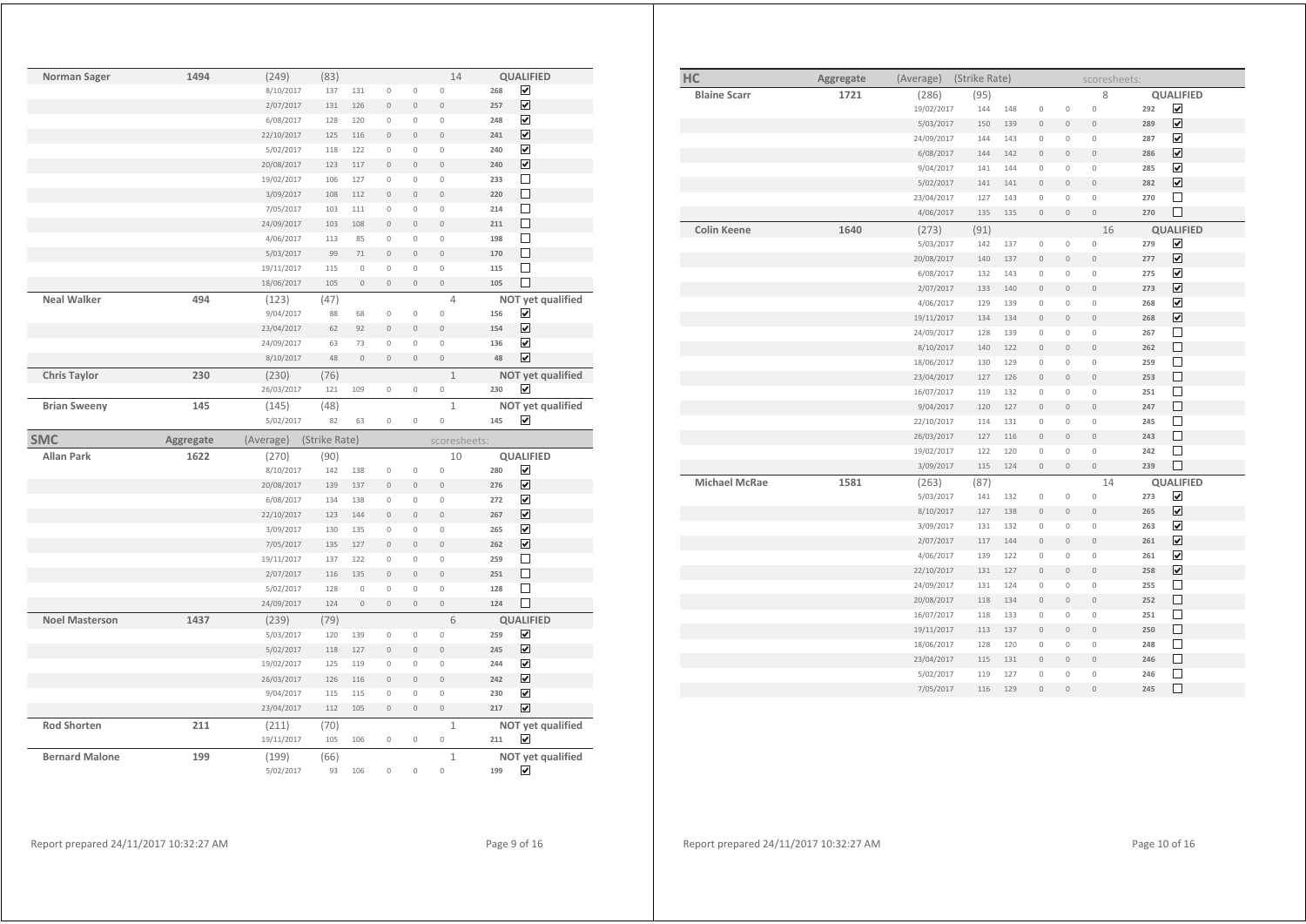| Norman Sager | 1494 | (249) | (83) | | | | | 14 | | QUALIFIED |
|---|---|---|---|---|---|---|---|---|---|---|
| | | 8/10/2017 | 137 | 131 | 0 | 0 | 0 | 268 | ☑ | |
| | | 2/07/2017 | 131 | 126 | 0 | 0 | 0 | 257 | ☑ | |
| | | 6/08/2017 | 128 | 120 | 0 | 0 | 0 | 248 | ☑ | |
| | | 22/10/2017 | 125 | 116 | 0 | 0 | 0 | 241 | ☑ | |
| | | 5/02/2017 | 118 | 122 | 0 | 0 | 0 | 240 | ☑ | |
| | | 20/08/2017 | 123 | 117 | 0 | 0 | 0 | 240 | ☑ | |
| | | 19/02/2017 | 106 | 127 | 0 | 0 | 0 | 233 | ☐ | |
| | | 3/09/2017 | 108 | 112 | 0 | 0 | 0 | 220 | ☐ | |
| | | 7/05/2017 | 103 | 111 | 0 | 0 | 0 | 214 | ☐ | |
| | | 24/09/2017 | 103 | 108 | 0 | 0 | 0 | 211 | ☐ | |
| | | 4/06/2017 | 113 | 85 | 0 | 0 | 0 | 198 | ☐ | |
| | | 5/03/2017 | 99 | 71 | 0 | 0 | 0 | 170 | ☐ | |
| | | 19/11/2017 | 115 | 0 | 0 | 0 | 0 | 115 | ☐ | |
| | | 18/06/2017 | 105 | 0 | 0 | 0 | 0 | 105 | ☐ | |
| **Neal Walker** | 494 | (123) | (47) | | | | | 4 | | NOT yet qualified |
| | | 9/04/2017 | 88 | 68 | 0 | 0 | 0 | 156 | ☑ | |
| | | 23/04/2017 | 62 | 92 | 0 | 0 | 0 | 154 | ☑ | |
| | | 24/09/2017 | 63 | 73 | 0 | 0 | 0 | 136 | ☑ | |
| | | 8/10/2017 | 48 | 0 | 0 | 0 | 0 | 48 | ☑ | |
| **Chris Taylor** | 230 | (230) | (76) | | | | | 1 | | NOT yet qualified |
| | | 26/03/2017 | 121 | 109 | 0 | 0 | 0 | 230 | ☑ | |
| **Brian Sweeny** | 145 | (145) | (48) | | | | | 1 | | NOT yet qualified |
| | | 5/02/2017 | 82 | 63 | 0 | 0 | 0 | 145 | ☑ | |

| SMC | Aggregate | (Average) | (Strike Rate) | | | | scoresheets: | | | |
|---|---|---|---|---|---|---|---|---|---|---|
| **Allan Park** | 1622 | (270) | (90) | | | | | 10 | | QUALIFIED |
| | | 8/10/2017 | 142 | 138 | 0 | 0 | 0 | 280 | ☑ | |
| | | 20/08/2017 | 139 | 137 | 0 | 0 | 0 | 276 | ☑ | |
| | | 6/08/2017 | 134 | 138 | 0 | 0 | 0 | 272 | ☑ | |
| | | 22/10/2017 | 123 | 144 | 0 | 0 | 0 | 267 | ☑ | |
| | | 3/09/2017 | 130 | 135 | 0 | 0 | 0 | 265 | ☑ | |
| | | 7/05/2017 | 135 | 127 | 0 | 0 | 0 | 262 | ☑ | |
| | | 19/11/2017 | 137 | 122 | 0 | 0 | 0 | 259 | ☐ | |
| | | 2/07/2017 | 116 | 135 | 0 | 0 | 0 | 251 | ☐ | |
| | | 5/02/2017 | 128 | 0 | 0 | 0 | 0 | 128 | ☐ | |
| | | 24/09/2017 | 124 | 0 | 0 | 0 | 0 | 124 | ☐ | |
| **Noel Masterson** | 1437 | (239) | (79) | | | | | 6 | | QUALIFIED |
| | | 5/03/2017 | 120 | 139 | 0 | 0 | 0 | 259 | ☑ | |
| | | 5/02/2017 | 118 | 127 | 0 | 0 | 0 | 245 | ☑ | |
| | | 19/02/2017 | 125 | 119 | 0 | 0 | 0 | 244 | ☑ | |
| | | 26/03/2017 | 126 | 116 | 0 | 0 | 0 | 242 | ☑ | |
| | | 9/04/2017 | 115 | 115 | 0 | 0 | 0 | 230 | ☑ | |
| | | 23/04/2017 | 112 | 105 | 0 | 0 | 0 | 217 | ☑ | |
| **Rod Shorten** | 211 | (211) | (70) | | | | | 1 | | NOT yet qualified |
| | | 19/11/2017 | 105 | 106 | 0 | 0 | 0 | 211 | ☑ | |
| **Bernard Malone** | 199 | (199) | (66) | | | | | 1 | | NOT yet qualified |
| | | 5/02/2017 | 93 | 106 | 0 | 0 | 0 | 199 | ☑ | |

| HC | Aggregate | (Average) | (Strike Rate) | | | | scoresheets: | | | |
|---|---|---|---|---|---|---|---|---|---|---|
| **Blaine Scarr** | 1721 | (286) | (95) | | | | | 8 | | QUALIFIED |
| | | 19/02/2017 | 144 | 148 | 0 | 0 | 0 | 292 | ☑ | |
| | | 5/03/2017 | 150 | 139 | 0 | 0 | 0 | 289 | ☑ | |
| | | 24/09/2017 | 144 | 143 | 0 | 0 | 0 | 287 | ☑ | |
| | | 6/08/2017 | 144 | 142 | 0 | 0 | 0 | 286 | ☑ | |
| | | 9/04/2017 | 141 | 144 | 0 | 0 | 0 | 285 | ☑ | |
| | | 5/02/2017 | 141 | 141 | 0 | 0 | 0 | 282 | ☑ | |
| | | 23/04/2017 | 127 | 143 | 0 | 0 | 0 | 270 | ☐ | |
| | | 4/06/2017 | 135 | 135 | 0 | 0 | 0 | 270 | ☐ | |
| **Colin Keene** | 1640 | (273) | (91) | | | | | 16 | | QUALIFIED |
| | | 5/03/2017 | 142 | 137 | 0 | 0 | 0 | 279 | ☑ | |
| | | 20/08/2017 | 140 | 137 | 0 | 0 | 0 | 277 | ☑ | |
| | | 6/08/2017 | 132 | 143 | 0 | 0 | 0 | 275 | ☑ | |
| | | 2/07/2017 | 133 | 140 | 0 | 0 | 0 | 273 | ☑ | |
| | | 4/06/2017 | 129 | 139 | 0 | 0 | 0 | 268 | ☑ | |
| | | 19/11/2017 | 134 | 134 | 0 | 0 | 0 | 268 | ☑ | |
| | | 24/09/2017 | 128 | 139 | 0 | 0 | 0 | 267 | ☐ | |
| | | 8/10/2017 | 140 | 122 | 0 | 0 | 0 | 262 | ☐ | |
| | | 18/06/2017 | 130 | 129 | 0 | 0 | 0 | 259 | ☐ | |
| | | 23/04/2017 | 127 | 126 | 0 | 0 | 0 | 253 | ☐ | |
| | | 16/07/2017 | 119 | 132 | 0 | 0 | 0 | 251 | ☐ | |
| | | 9/04/2017 | 120 | 127 | 0 | 0 | 0 | 247 | ☐ | |
| | | 22/10/2017 | 114 | 131 | 0 | 0 | 0 | 245 | ☐ | |
| | | 26/03/2017 | 127 | 116 | 0 | 0 | 0 | 243 | ☐ | |
| | | 19/02/2017 | 122 | 120 | 0 | 0 | 0 | 242 | ☐ | |
| | | 3/09/2017 | 115 | 124 | 0 | 0 | 0 | 239 | ☐ | |
| **Michael McRae** | 1581 | (263) | (87) | | | | | 14 | | QUALIFIED |
| | | 5/03/2017 | 141 | 132 | 0 | 0 | 0 | 273 | ☑ | |
| | | 8/10/2017 | 127 | 138 | 0 | 0 | 0 | 265 | ☑ | |
| | | 3/09/2017 | 131 | 132 | 0 | 0 | 0 | 263 | ☑ | |
| | | 2/07/2017 | 117 | 144 | 0 | 0 | 0 | 261 | ☑ | |
| | | 4/06/2017 | 139 | 122 | 0 | 0 | 0 | 261 | ☑ | |
| | | 22/10/2017 | 131 | 127 | 0 | 0 | 0 | 258 | ☑ | |
| | | 24/09/2017 | 131 | 124 | 0 | 0 | 0 | 255 | ☐ | |
| | | 20/08/2017 | 118 | 134 | 0 | 0 | 0 | 252 | ☐ | |
| | | 16/07/2017 | 118 | 133 | 0 | 0 | 0 | 251 | ☐ | |
| | | 19/11/2017 | 113 | 137 | 0 | 0 | 0 | 250 | ☐ | |
| | | 18/06/2017 | 128 | 120 | 0 | 0 | 0 | 248 | ☐ | |
| | | 23/04/2017 | 115 | 131 | 0 | 0 | 0 | 246 | ☐ | |
| | | 5/02/2017 | 119 | 127 | 0 | 0 | 0 | 246 | ☐ | |
| | | 7/05/2017 | 116 | 129 | 0 | 0 | 0 | 245 | ☐ | |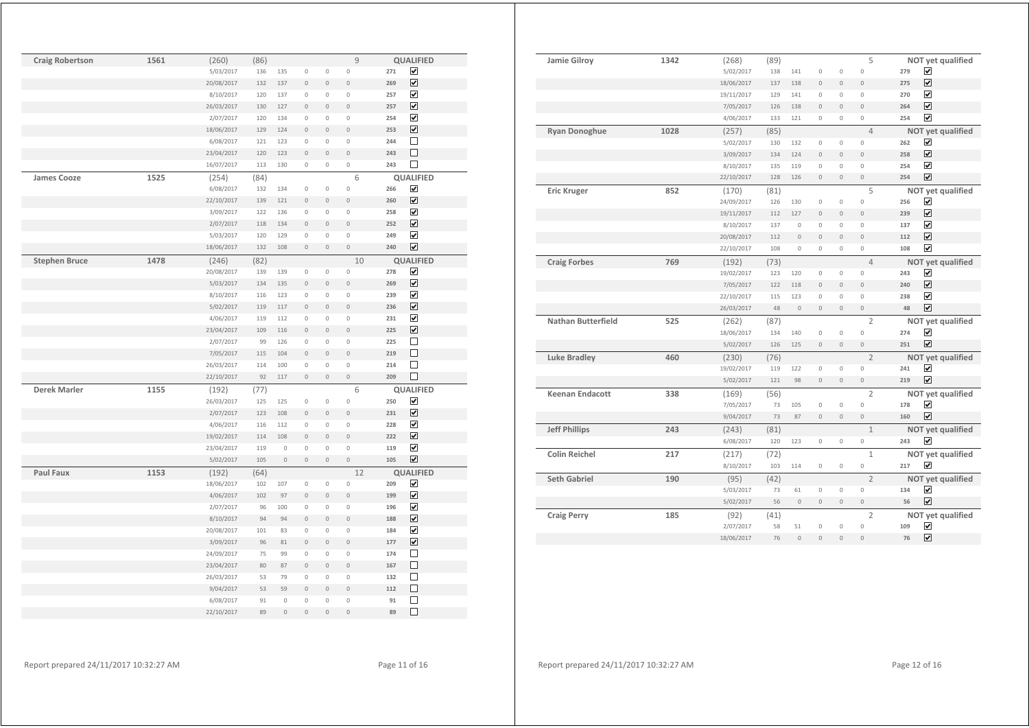| Name | Total | Best | Avg | | | | Count | Status | |
|---|---|---|---|---|---|---|---|---|---|
| **Craig Robertson** | 1561 | (260) | (86) | | | | 9 | **QUALIFIED** | |
| | | 5/03/2017 | 136 | 135 | 0 | 0 | 0 | 271 | ☑ |
| | | 20/08/2017 | 132 | 137 | 0 | 0 | 0 | 269 | ☑ |
| | | 8/10/2017 | 120 | 137 | 0 | 0 | 0 | 257 | ☑ |
| | | 26/03/2017 | 130 | 127 | 0 | 0 | 0 | 257 | ☑ |
| | | 2/07/2017 | 120 | 134 | 0 | 0 | 0 | 254 | ☑ |
| | | 18/06/2017 | 129 | 124 | 0 | 0 | 0 | 253 | ☑ |
| | | 6/08/2017 | 121 | 123 | 0 | 0 | 0 | 244 | ☐ |
| | | 23/04/2017 | 120 | 123 | 0 | 0 | 0 | 243 | ☐ |
| | | 16/07/2017 | 113 | 130 | 0 | 0 | 0 | 243 | ☐ |
| **James Cooze** | 1525 | (254) | (84) | | | | 6 | **QUALIFIED** | |
| | | 6/08/2017 | 132 | 134 | 0 | 0 | 0 | 266 | ☑ |
| | | 22/10/2017 | 139 | 121 | 0 | 0 | 0 | 260 | ☑ |
| | | 3/09/2017 | 122 | 136 | 0 | 0 | 0 | 258 | ☑ |
| | | 2/07/2017 | 118 | 134 | 0 | 0 | 0 | 252 | ☑ |
| | | 5/03/2017 | 120 | 129 | 0 | 0 | 0 | 249 | ☑ |
| | | 18/06/2017 | 132 | 108 | 0 | 0 | 0 | 240 | ☑ |
| **Stephen Bruce** | 1478 | (246) | (82) | | | | 10 | **QUALIFIED** | |
| | | 20/08/2017 | 139 | 139 | 0 | 0 | 0 | 278 | ☑ |
| | | 5/03/2017 | 134 | 135 | 0 | 0 | 0 | 269 | ☑ |
| | | 8/10/2017 | 116 | 123 | 0 | 0 | 0 | 239 | ☑ |
| | | 5/02/2017 | 119 | 117 | 0 | 0 | 0 | 236 | ☑ |
| | | 4/06/2017 | 119 | 112 | 0 | 0 | 0 | 231 | ☑ |
| | | 23/04/2017 | 109 | 116 | 0 | 0 | 0 | 225 | ☑ |
| | | 2/07/2017 | 99 | 126 | 0 | 0 | 0 | 225 | ☐ |
| | | 7/05/2017 | 115 | 104 | 0 | 0 | 0 | 219 | ☐ |
| | | 26/03/2017 | 114 | 100 | 0 | 0 | 0 | 214 | ☐ |
| | | 22/10/2017 | 92 | 117 | 0 | 0 | 0 | 209 | ☐ |
| **Derek Marler** | 1155 | (192) | (77) | | | | 6 | **QUALIFIED** | |
| | | 26/03/2017 | 125 | 125 | 0 | 0 | 0 | 250 | ☑ |
| | | 2/07/2017 | 123 | 108 | 0 | 0 | 0 | 231 | ☑ |
| | | 4/06/2017 | 116 | 112 | 0 | 0 | 0 | 228 | ☑ |
| | | 19/02/2017 | 114 | 108 | 0 | 0 | 0 | 222 | ☑ |
| | | 23/04/2017 | 119 | 0 | 0 | 0 | 0 | 119 | ☑ |
| | | 5/02/2017 | 105 | 0 | 0 | 0 | 0 | 105 | ☑ |
| **Paul Faux** | 1153 | (192) | (64) | | | | 12 | **QUALIFIED** | |
| | | 18/06/2017 | 102 | 107 | 0 | 0 | 0 | 209 | ☑ |
| | | 4/06/2017 | 102 | 97 | 0 | 0 | 0 | 199 | ☑ |
| | | 2/07/2017 | 96 | 100 | 0 | 0 | 0 | 196 | ☑ |
| | | 8/10/2017 | 94 | 94 | 0 | 0 | 0 | 188 | ☑ |
| | | 20/08/2017 | 101 | 83 | 0 | 0 | 0 | 184 | ☑ |
| | | 3/09/2017 | 96 | 81 | 0 | 0 | 0 | 177 | ☑ |
| | | 24/09/2017 | 75 | 99 | 0 | 0 | 0 | 174 | ☐ |
| | | 23/04/2017 | 80 | 87 | 0 | 0 | 0 | 167 | ☐ |
| | | 26/03/2017 | 53 | 79 | 0 | 0 | 0 | 132 | ☐ |
| | | 9/04/2017 | 53 | 59 | 0 | 0 | 0 | 112 | ☐ |
| | | 6/08/2017 | 91 | 0 | 0 | 0 | 0 | 91 | ☐ |
| | | 22/10/2017 | 89 | 0 | 0 | 0 | 0 | 89 | ☐ |

Report prepared 24/11/2017 10:32:27 AM

| Name | Total | Best | Avg | | | | Count | Status | |
|---|---|---|---|---|---|---|---|---|---|
| **Jamie Gilroy** | 1342 | (268) | (89) | | | | 5 | **NOT yet qualified** | |
| | | 5/02/2017 | 138 | 141 | 0 | 0 | 0 | 279 | ☑ |
| | | 18/06/2017 | 137 | 138 | 0 | 0 | 0 | 275 | ☑ |
| | | 19/11/2017 | 129 | 141 | 0 | 0 | 0 | 270 | ☑ |
| | | 7/05/2017 | 126 | 138 | 0 | 0 | 0 | 264 | ☑ |
| | | 4/06/2017 | 133 | 121 | 0 | 0 | 0 | 254 | ☑ |
| **Ryan Donoghue** | 1028 | (257) | (85) | | | | 4 | **NOT yet qualified** | |
| | | 5/02/2017 | 130 | 132 | 0 | 0 | 0 | 262 | ☑ |
| | | 3/09/2017 | 134 | 124 | 0 | 0 | 0 | 258 | ☑ |
| | | 8/10/2017 | 135 | 119 | 0 | 0 | 0 | 254 | ☑ |
| | | 22/10/2017 | 128 | 126 | 0 | 0 | 0 | 254 | ☑ |
| **Eric Kruger** | 852 | (170) | (81) | | | | 5 | **NOT yet qualified** | |
| | | 24/09/2017 | 126 | 130 | 0 | 0 | 0 | 256 | ☑ |
| | | 19/11/2017 | 112 | 127 | 0 | 0 | 0 | 239 | ☑ |
| | | 8/10/2017 | 137 | 0 | 0 | 0 | 0 | 137 | ☑ |
| | | 20/08/2017 | 112 | 0 | 0 | 0 | 0 | 112 | ☑ |
| | | 22/10/2017 | 108 | 0 | 0 | 0 | 0 | 108 | ☑ |
| **Craig Forbes** | 769 | (192) | (73) | | | | 4 | **NOT yet qualified** | |
| | | 19/02/2017 | 123 | 120 | 0 | 0 | 0 | 243 | ☑ |
| | | 7/05/2017 | 122 | 118 | 0 | 0 | 0 | 240 | ☑ |
| | | 22/10/2017 | 115 | 123 | 0 | 0 | 0 | 238 | ☑ |
| | | 26/03/2017 | 48 | 0 | 0 | 0 | 0 | 48 | ☑ |
| **Nathan Butterfield** | 525 | (262) | (87) | | | | 2 | **NOT yet qualified** | |
| | | 18/06/2017 | 134 | 140 | 0 | 0 | 0 | 274 | ☑ |
| | | 5/02/2017 | 126 | 125 | 0 | 0 | 0 | 251 | ☑ |
| **Luke Bradley** | 460 | (230) | (76) | | | | 2 | **NOT yet qualified** | |
| | | 19/02/2017 | 119 | 122 | 0 | 0 | 0 | 241 | ☑ |
| | | 5/02/2017 | 121 | 98 | 0 | 0 | 0 | 219 | ☑ |
| **Keenan Endacott** | 338 | (169) | (56) | | | | 2 | **NOT yet qualified** | |
| | | 7/05/2017 | 73 | 105 | 0 | 0 | 0 | 178 | ☑ |
| | | 9/04/2017 | 73 | 87 | 0 | 0 | 0 | 160 | ☑ |
| **Jeff Phillips** | 243 | (243) | (81) | | | | 1 | **NOT yet qualified** | |
| | | 6/08/2017 | 120 | 123 | 0 | 0 | 0 | 243 | ☑ |
| **Colin Reichel** | 217 | (217) | (72) | | | | 1 | **NOT yet qualified** | |
| | | 8/10/2017 | 103 | 114 | 0 | 0 | 0 | 217 | ☑ |
| **Seth Gabriel** | 190 | (95) | (42) | | | | 2 | **NOT yet qualified** | |
| | | 5/03/2017 | 73 | 61 | 0 | 0 | 0 | 134 | ☑ |
| | | 5/02/2017 | 56 | 0 | 0 | 0 | 0 | 56 | ☑ |
| **Craig Perry** | 185 | (92) | (41) | | | | 2 | **NOT yet qualified** | |
| | | 2/07/2017 | 58 | 51 | 0 | 0 | 0 | 109 | ☑ |
| | | 18/06/2017 | 76 | 0 | 0 | 0 | 0 | 76 | ☑ |

Report prepared 24/11/2017 10:32:27 AM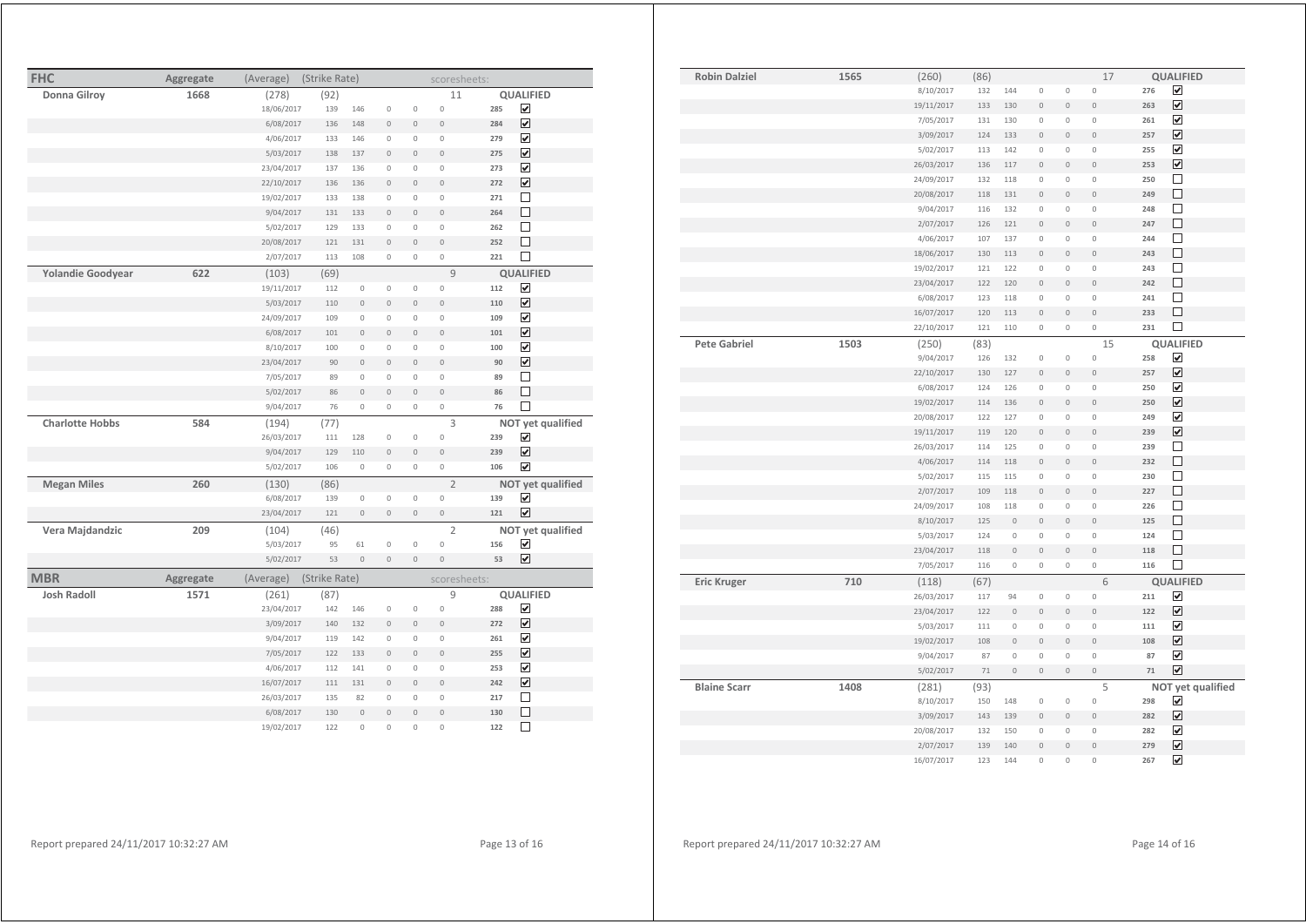| FHC | Aggregate | (Average) | (Strike Rate) | | | | scoresheets: | | |
|---|---|---|---|---|---|---|---|---|---|
| **Donna Gilroy** | **1668** | (278) | (92) | | | | 11 | | **QUALIFIED** |
| | | 18/06/2017 | 139 | 146 | 0 | 0 | 0 | 285 | ☑ |
| | | 6/08/2017 | 136 | 148 | 0 | 0 | 0 | 284 | ☑ |
| | | 4/06/2017 | 133 | 146 | 0 | 0 | 0 | 279 | ☑ |
| | | 5/03/2017 | 138 | 137 | 0 | 0 | 0 | 275 | ☑ |
| | | 23/04/2017 | 137 | 136 | 0 | 0 | 0 | 273 | ☑ |
| | | 22/10/2017 | 136 | 136 | 0 | 0 | 0 | 272 | ☑ |
| | | 19/02/2017 | 133 | 138 | 0 | 0 | 0 | 271 | ☐ |
| | | 9/04/2017 | 131 | 133 | 0 | 0 | 0 | 264 | ☐ |
| | | 5/02/2017 | 129 | 133 | 0 | 0 | 0 | 262 | ☐ |
| | | 20/08/2017 | 121 | 131 | 0 | 0 | 0 | 252 | ☐ |
| | | 2/07/2017 | 113 | 108 | 0 | 0 | 0 | 221 | ☐ |
| **Yolandie Goodyear** | **622** | (103) | (69) | | | | 9 | | **QUALIFIED** |
| | | 19/11/2017 | 112 | 0 | 0 | 0 | 0 | 112 | ☑ |
| | | 5/03/2017 | 110 | 0 | 0 | 0 | 0 | 110 | ☑ |
| | | 24/09/2017 | 109 | 0 | 0 | 0 | 0 | 109 | ☑ |
| | | 6/08/2017 | 101 | 0 | 0 | 0 | 0 | 101 | ☑ |
| | | 8/10/2017 | 100 | 0 | 0 | 0 | 0 | 100 | ☑ |
| | | 23/04/2017 | 90 | 0 | 0 | 0 | 0 | 90 | ☑ |
| | | 7/05/2017 | 89 | 0 | 0 | 0 | 0 | 89 | ☐ |
| | | 5/02/2017 | 86 | 0 | 0 | 0 | 0 | 86 | ☐ |
| | | 9/04/2017 | 76 | 0 | 0 | 0 | 0 | 76 | ☐ |
| **Charlotte Hobbs** | **584** | (194) | (77) | | | | 3 | | **NOT yet qualified** |
| | | 26/03/2017 | 111 | 128 | 0 | 0 | 0 | 239 | ☑ |
| | | 9/04/2017 | 129 | 110 | 0 | 0 | 0 | 239 | ☑ |
| | | 5/02/2017 | 106 | 0 | 0 | 0 | 0 | 106 | ☑ |
| **Megan Miles** | **260** | (130) | (86) | | | | 2 | | **NOT yet qualified** |
| | | 6/08/2017 | 139 | 0 | 0 | 0 | 0 | 139 | ☑ |
| | | 23/04/2017 | 121 | 0 | 0 | 0 | 0 | 121 | ☑ |
| **Vera Majdandzic** | **209** | (104) | (46) | | | | 2 | | **NOT yet qualified** |
| | | 5/03/2017 | 95 | 61 | 0 | 0 | 0 | 156 | ☑ |
| | | 5/02/2017 | 53 | 0 | 0 | 0 | 0 | 53 | ☑ |

| MBR | Aggregate | (Average) | (Strike Rate) | | | | scoresheets: | | |
|---|---|---|---|---|---|---|---|---|---|
| **Josh Radoll** | **1571** | (261) | (87) | | | | 9 | | **QUALIFIED** |
| | | 23/04/2017 | 142 | 146 | 0 | 0 | 0 | 288 | ☑ |
| | | 3/09/2017 | 140 | 132 | 0 | 0 | 0 | 272 | ☑ |
| | | 9/04/2017 | 119 | 142 | 0 | 0 | 0 | 261 | ☑ |
| | | 7/05/2017 | 122 | 133 | 0 | 0 | 0 | 255 | ☑ |
| | | 4/06/2017 | 112 | 141 | 0 | 0 | 0 | 253 | ☑ |
| | | 16/07/2017 | 111 | 131 | 0 | 0 | 0 | 242 | ☑ |
| | | 26/03/2017 | 135 | 82 | 0 | 0 | 0 | 217 | ☐ |
| | | 6/08/2017 | 130 | 0 | 0 | 0 | 0 | 130 | ☐ |
| | | 19/02/2017 | 122 | 0 | 0 | 0 | 0 | 122 | ☐ |
| **Robin Dalziel** | **1565** | (260) | (86) | | | | 17 | | **QUALIFIED** |
| | | 8/10/2017 | 132 | 144 | 0 | 0 | 0 | 276 | ☑ |
| | | 19/11/2017 | 133 | 130 | 0 | 0 | 0 | 263 | ☑ |
| | | 7/05/2017 | 131 | 130 | 0 | 0 | 0 | 261 | ☑ |
| | | 3/09/2017 | 124 | 133 | 0 | 0 | 0 | 257 | ☑ |
| | | 5/02/2017 | 113 | 142 | 0 | 0 | 0 | 255 | ☑ |
| | | 26/03/2017 | 136 | 117 | 0 | 0 | 0 | 253 | ☑ |
| | | 24/09/2017 | 132 | 118 | 0 | 0 | 0 | 250 | ☐ |
| | | 20/08/2017 | 118 | 131 | 0 | 0 | 0 | 249 | ☐ |
| | | 9/04/2017 | 116 | 132 | 0 | 0 | 0 | 248 | ☐ |
| | | 2/07/2017 | 126 | 121 | 0 | 0 | 0 | 247 | ☐ |
| | | 4/06/2017 | 107 | 137 | 0 | 0 | 0 | 244 | ☐ |
| | | 18/06/2017 | 130 | 113 | 0 | 0 | 0 | 243 | ☐ |
| | | 19/02/2017 | 121 | 122 | 0 | 0 | 0 | 243 | ☐ |
| | | 23/04/2017 | 122 | 120 | 0 | 0 | 0 | 242 | ☐ |
| | | 6/08/2017 | 123 | 118 | 0 | 0 | 0 | 241 | ☐ |
| | | 16/07/2017 | 120 | 113 | 0 | 0 | 0 | 233 | ☐ |
| | | 22/10/2017 | 121 | 110 | 0 | 0 | 0 | 231 | ☐ |
| **Pete Gabriel** | **1503** | (250) | (83) | | | | 15 | | **QUALIFIED** |
| | | 9/04/2017 | 126 | 132 | 0 | 0 | 0 | 258 | ☑ |
| | | 22/10/2017 | 130 | 127 | 0 | 0 | 0 | 257 | ☑ |
| | | 6/08/2017 | 124 | 126 | 0 | 0 | 0 | 250 | ☑ |
| | | 19/02/2017 | 114 | 136 | 0 | 0 | 0 | 250 | ☑ |
| | | 20/08/2017 | 122 | 127 | 0 | 0 | 0 | 249 | ☑ |
| | | 19/11/2017 | 119 | 120 | 0 | 0 | 0 | 239 | ☑ |
| | | 26/03/2017 | 114 | 125 | 0 | 0 | 0 | 239 | ☐ |
| | | 4/06/2017 | 114 | 118 | 0 | 0 | 0 | 232 | ☐ |
| | | 5/02/2017 | 115 | 115 | 0 | 0 | 0 | 230 | ☐ |
| | | 2/07/2017 | 109 | 118 | 0 | 0 | 0 | 227 | ☐ |
| | | 24/09/2017 | 108 | 118 | 0 | 0 | 0 | 226 | ☐ |
| | | 8/10/2017 | 125 | 0 | 0 | 0 | 0 | 125 | ☐ |
| | | 5/03/2017 | 124 | 0 | 0 | 0 | 0 | 124 | ☐ |
| | | 23/04/2017 | 118 | 0 | 0 | 0 | 0 | 118 | ☐ |
| | | 7/05/2017 | 116 | 0 | 0 | 0 | 0 | 116 | ☐ |
| **Eric Kruger** | **710** | (118) | (67) | | | | 6 | | **QUALIFIED** |
| | | 26/03/2017 | 117 | 94 | 0 | 0 | 0 | 211 | ☑ |
| | | 23/04/2017 | 122 | 0 | 0 | 0 | 0 | 122 | ☑ |
| | | 5/03/2017 | 111 | 0 | 0 | 0 | 0 | 111 | ☑ |
| | | 19/02/2017 | 108 | 0 | 0 | 0 | 0 | 108 | ☑ |
| | | 9/04/2017 | 87 | 0 | 0 | 0 | 0 | 87 | ☑ |
| | | 5/02/2017 | 71 | 0 | 0 | 0 | 0 | 71 | ☑ |
| **Blaine Scarr** | **1408** | (281) | (93) | | | | 5 | | **NOT yet qualified** |
| | | 8/10/2017 | 150 | 148 | 0 | 0 | 0 | 298 | ☑ |
| | | 3/09/2017 | 143 | 139 | 0 | 0 | 0 | 282 | ☑ |
| | | 20/08/2017 | 132 | 150 | 0 | 0 | 0 | 282 | ☑ |
| | | 2/07/2017 | 139 | 140 | 0 | 0 | 0 | 279 | ☑ |
| | | 16/07/2017 | 123 | 144 | 0 | 0 | 0 | 267 | ☑ |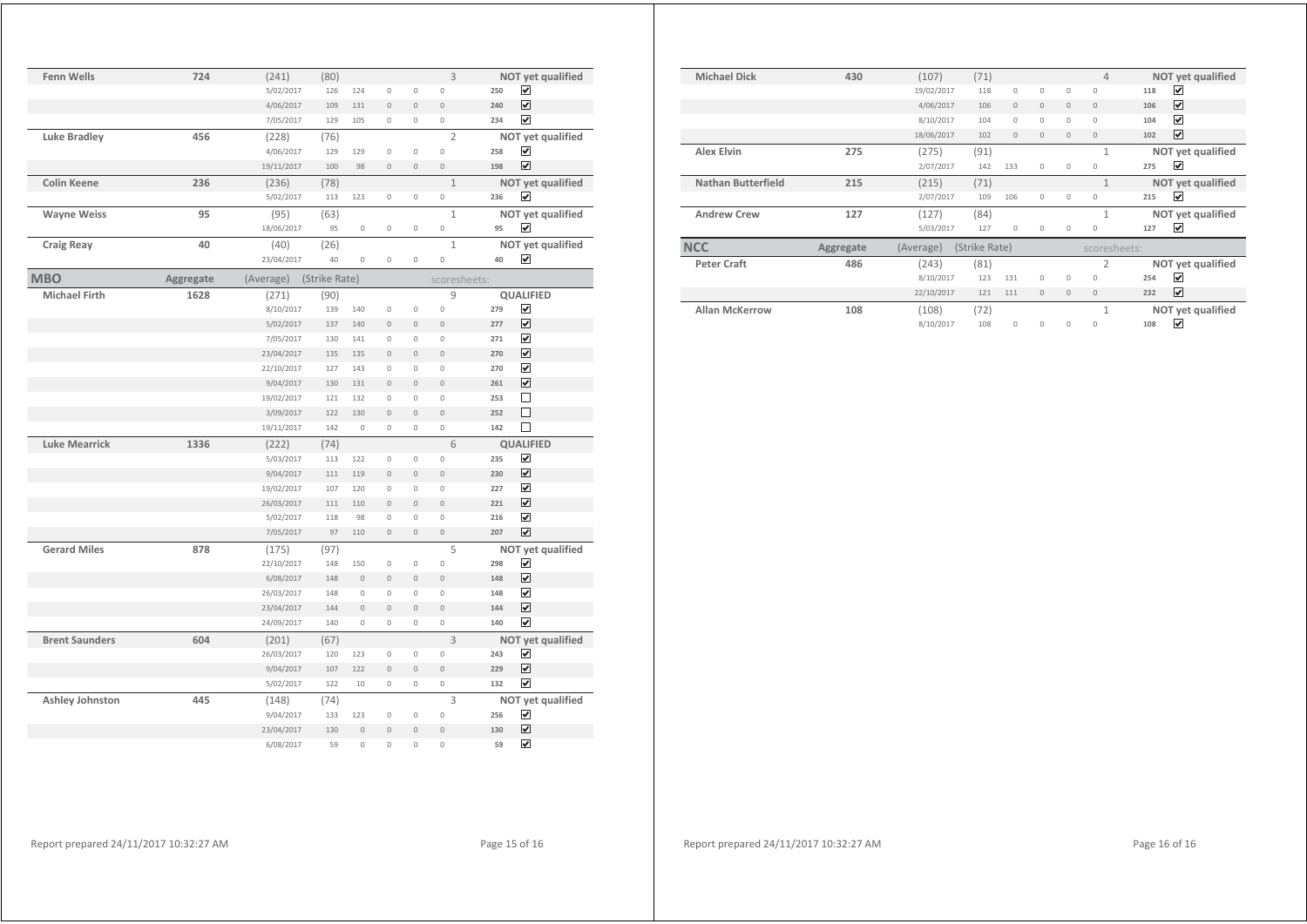| | | | | | | | | | | |
|---|---|---|---|---|---|---|---|---|---|---|
| **Fenn Wells** | **724** | (241) | (80) | | | | 3 | | **NOT yet qualified** |
| | | 5/02/2017 | 126 | 124 | 0 | 0 | 0 | **250** | ☑ |
| | | 4/06/2017 | 109 | 131 | 0 | 0 | 0 | **240** | ☑ |
| | | 7/05/2017 | 129 | 105 | 0 | 0 | 0 | **234** | ☑ |
| **Luke Bradley** | **456** | (228) | (76) | | | | 2 | | **NOT yet qualified** |
| | | 4/06/2017 | 129 | 129 | 0 | 0 | 0 | **258** | ☑ |
| | | 19/11/2017 | 100 | 98 | 0 | 0 | 0 | **198** | ☑ |
| **Colin Keene** | **236** | (236) | (78) | | | | 1 | | **NOT yet qualified** |
| | | 5/02/2017 | 113 | 123 | 0 | 0 | 0 | **236** | ☑ |
| **Wayne Weiss** | **95** | (95) | (63) | | | | 1 | | **NOT yet qualified** |
| | | 18/06/2017 | 95 | 0 | 0 | 0 | 0 | **95** | ☑ |
| **Craig Reay** | **40** | (40) | (26) | | | | 1 | | **NOT yet qualified** |
| | | 23/04/2017 | 40 | 0 | 0 | 0 | 0 | **40** | ☑ |

| **MBO** | **Aggregate** | (Average) | (Strike Rate) | | | | scoresheets: | | |
|---|---|---|---|---|---|---|---|---|---|
| **Michael Firth** | **1628** | (271) | (90) | | | | 9 | | **QUALIFIED** |
| | | 8/10/2017 | 139 | 140 | 0 | 0 | 0 | **279** | ☑ |
| | | 5/02/2017 | 137 | 140 | 0 | 0 | 0 | **277** | ☑ |
| | | 7/05/2017 | 130 | 141 | 0 | 0 | 0 | **271** | ☑ |
| | | 23/04/2017 | 135 | 135 | 0 | 0 | 0 | **270** | ☑ |
| | | 22/10/2017 | 127 | 143 | 0 | 0 | 0 | **270** | ☑ |
| | | 9/04/2017 | 130 | 131 | 0 | 0 | 0 | **261** | ☑ |
| | | 19/02/2017 | 121 | 132 | 0 | 0 | 0 | **253** | ☐ |
| | | 3/09/2017 | 122 | 130 | 0 | 0 | 0 | **252** | ☐ |
| | | 19/11/2017 | 142 | 0 | 0 | 0 | 0 | **142** | ☐ |
| **Luke Mearrick** | **1336** | (222) | (74) | | | | 6 | | **QUALIFIED** |
| | | 5/03/2017 | 113 | 122 | 0 | 0 | 0 | **235** | ☑ |
| | | 9/04/2017 | 111 | 119 | 0 | 0 | 0 | **230** | ☑ |
| | | 19/02/2017 | 107 | 120 | 0 | 0 | 0 | **227** | ☑ |
| | | 26/03/2017 | 111 | 110 | 0 | 0 | 0 | **221** | ☑ |
| | | 5/02/2017 | 118 | 98 | 0 | 0 | 0 | **216** | ☑ |
| | | 7/05/2017 | 97 | 110 | 0 | 0 | 0 | **207** | ☑ |
| **Gerard Miles** | **878** | (175) | (97) | | | | 5 | | **NOT yet qualified** |
| | | 22/10/2017 | 148 | 150 | 0 | 0 | 0 | **298** | ☑ |
| | | 6/08/2017 | 148 | 0 | 0 | 0 | 0 | **148** | ☑ |
| | | 26/03/2017 | 148 | 0 | 0 | 0 | 0 | **148** | ☑ |
| | | 23/04/2017 | 144 | 0 | 0 | 0 | 0 | **144** | ☑ |
| | | 24/09/2017 | 140 | 0 | 0 | 0 | 0 | **140** | ☑ |
| **Brent Saunders** | **604** | (201) | (67) | | | | 3 | | **NOT yet qualified** |
| | | 26/03/2017 | 120 | 123 | 0 | 0 | 0 | **243** | ☑ |
| | | 9/04/2017 | 107 | 122 | 0 | 0 | 0 | **229** | ☑ |
| | | 5/02/2017 | 122 | 10 | 0 | 0 | 0 | **132** | ☑ |
| **Ashley Johnston** | **445** | (148) | (74) | | | | 3 | | **NOT yet qualified** |
| | | 9/04/2017 | 133 | 123 | 0 | 0 | 0 | **256** | ☑ |
| | | 23/04/2017 | 130 | 0 | 0 | 0 | 0 | **130** | ☑ |
| | | 6/08/2017 | 59 | 0 | 0 | 0 | 0 | **59** | ☑ |
| **Michael Dick** | **430** | (107) | (71) | | | | 4 | | **NOT yet qualified** |
| | | 19/02/2017 | 118 | 0 | 0 | 0 | 0 | **118** | ☑ |
| | | 4/06/2017 | 106 | 0 | 0 | 0 | 0 | **106** | ☑ |
| | | 8/10/2017 | 104 | 0 | 0 | 0 | 0 | **104** | ☑ |
| | | 18/06/2017 | 102 | 0 | 0 | 0 | 0 | **102** | ☑ |
| **Alex Elvin** | **275** | (275) | (91) | | | | 1 | | **NOT yet qualified** |
| | | 2/07/2017 | 142 | 133 | 0 | 0 | 0 | **275** | ☑ |
| **Nathan Butterfield** | **215** | (215) | (71) | | | | 1 | | **NOT yet qualified** |
| | | 2/07/2017 | 109 | 106 | 0 | 0 | 0 | **215** | ☑ |
| **Andrew Crew** | **127** | (127) | (84) | | | | 1 | | **NOT yet qualified** |
| | | 5/03/2017 | 127 | 0 | 0 | 0 | 0 | **127** | ☑ |

| **NCC** | **Aggregate** | (Average) | (Strike Rate) | | | | scoresheets: | | |
|---|---|---|---|---|---|---|---|---|---|
| **Peter Craft** | **486** | (243) | (81) | | | | 2 | | **NOT yet qualified** |
| | | 8/10/2017 | 123 | 131 | 0 | 0 | 0 | **254** | ☑ |
| | | 22/10/2017 | 121 | 111 | 0 | 0 | 0 | **232** | ☑ |
| **Allan McKerrow** | **108** | (108) | (72) | | | | 1 | | **NOT yet qualified** |
| | | 8/10/2017 | 108 | 0 | 0 | 0 | 0 | **108** | ☑ |